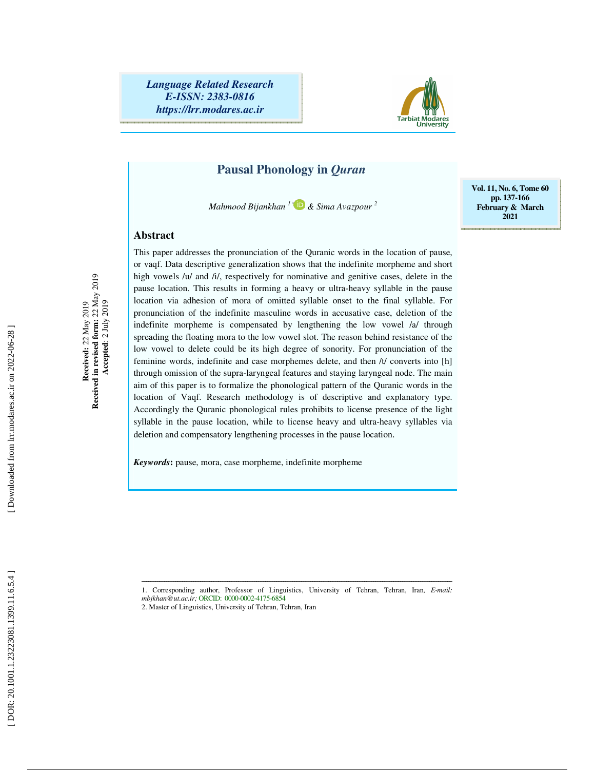# Pausal Phonology in *Quran*

*Mahmood Bijankhan* [1*] & *Sima Avazpour* [2]

**Received:** 22 May 2019
**Received in revised form:** 22 May 2019
**Accepted**: 2 July 2019

## Abstract

This paper addresses the pronunciation of the Quranic words in the location of pause, or vaqf. Data descriptive generalization shows that the indefinite morpheme and short high vowels /u/ and /i/, respectively for nominative and genitive cases, delete in the pause location. This results in forming a heavy or ultra-heavy syllable in the pause location via adhesion of mora of omitted syllable onset to the final syllable. For pronunciation of the indefinite masculine words in accusative case, deletion of the indefinite morpheme is compensated by lengthening the low vowel /a/ through spreading the floating mora to the low vowel slot. The reason behind resistance of the low vowel to delete could be its high degree of sonority. For pronunciation of the feminine words, indefinite and case morphemes delete, and then /t/ converts into [h] through omission of the supra-laryngeal features and staying laryngeal node. The main aim of this paper is to formalize the phonological pattern of the Quranic words in the location of Vaqf. Research methodology is of descriptive and explanatory type. Accordingly the Quranic phonological rules prohibits to license presence of the light syllable in the pause location, while to license heavy and ultra-heavy syllables via deletion and compensatory lengthening processes in the pause location.

***Keywords*****:** pause, mora, case morpheme, indefinite morpheme

---

1. Corresponding author, Professor of Linguistics, University of Tehran, Tehran, Iran, *E-mail: mbjkhan@ut.ac.ir;* ORCID: 0000-0002-4175-6854
2. Master of Linguistics, University of Tehran, Tehran, Iran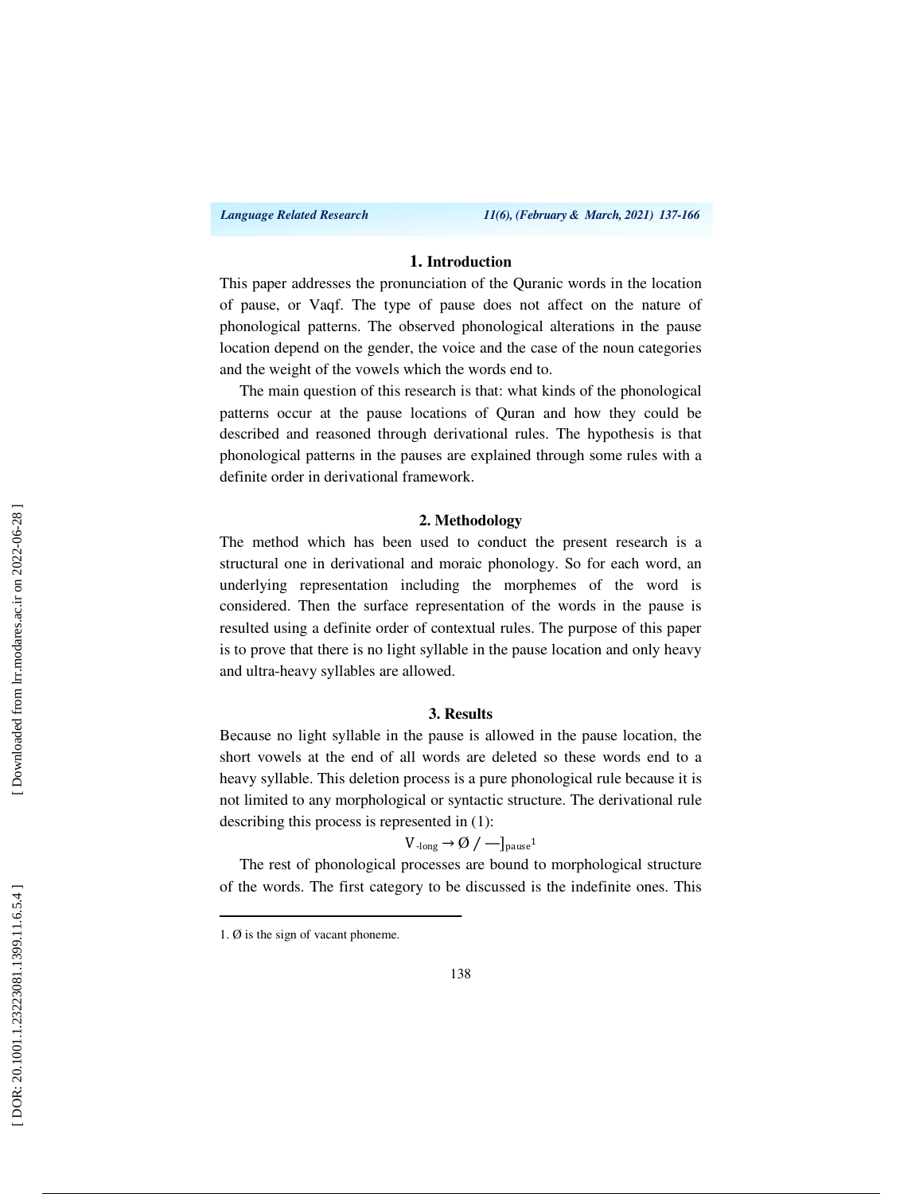## 1. Introduction

This paper addresses the pronunciation of the Quranic words in the location of pause, or Vaqf. The type of pause does not affect on the nature of phonological patterns. The observed phonological alterations in the pause location depend on the gender, the voice and the case of the noun categories and the weight of the vowels which the words end to.

The main question of this research is that: what kinds of the phonological patterns occur at the pause locations of Quran and how they could be described and reasoned through derivational rules. The hypothesis is that phonological patterns in the pauses are explained through some rules with a definite order in derivational framework.

## 2. Methodology

The method which has been used to conduct the present research is a structural one in derivational and moraic phonology. So for each word, an underlying representation including the morphemes of the word is considered. Then the surface representation of the words in the pause is resulted using a definite order of contextual rules. The purpose of this paper is to prove that there is no light syllable in the pause location and only heavy and ultra-heavy syllables are allowed.

## 3. Results

Because no light syllable in the pause is allowed in the pause location, the short vowels at the end of all words are deleted so these words end to a heavy syllable. This deletion process is a pure phonological rule because it is not limited to any morphological or syntactic structure. The derivational rule describing this process is represented in (1):

$$V_{-long} \rightarrow \emptyset \; / \; \text{—}]_{pause}$$ [1]

The rest of phonological processes are bound to morphological structure of the words. The first category to be discussed is the indefinite ones. This

1. Ø is the sign of vacant phoneme.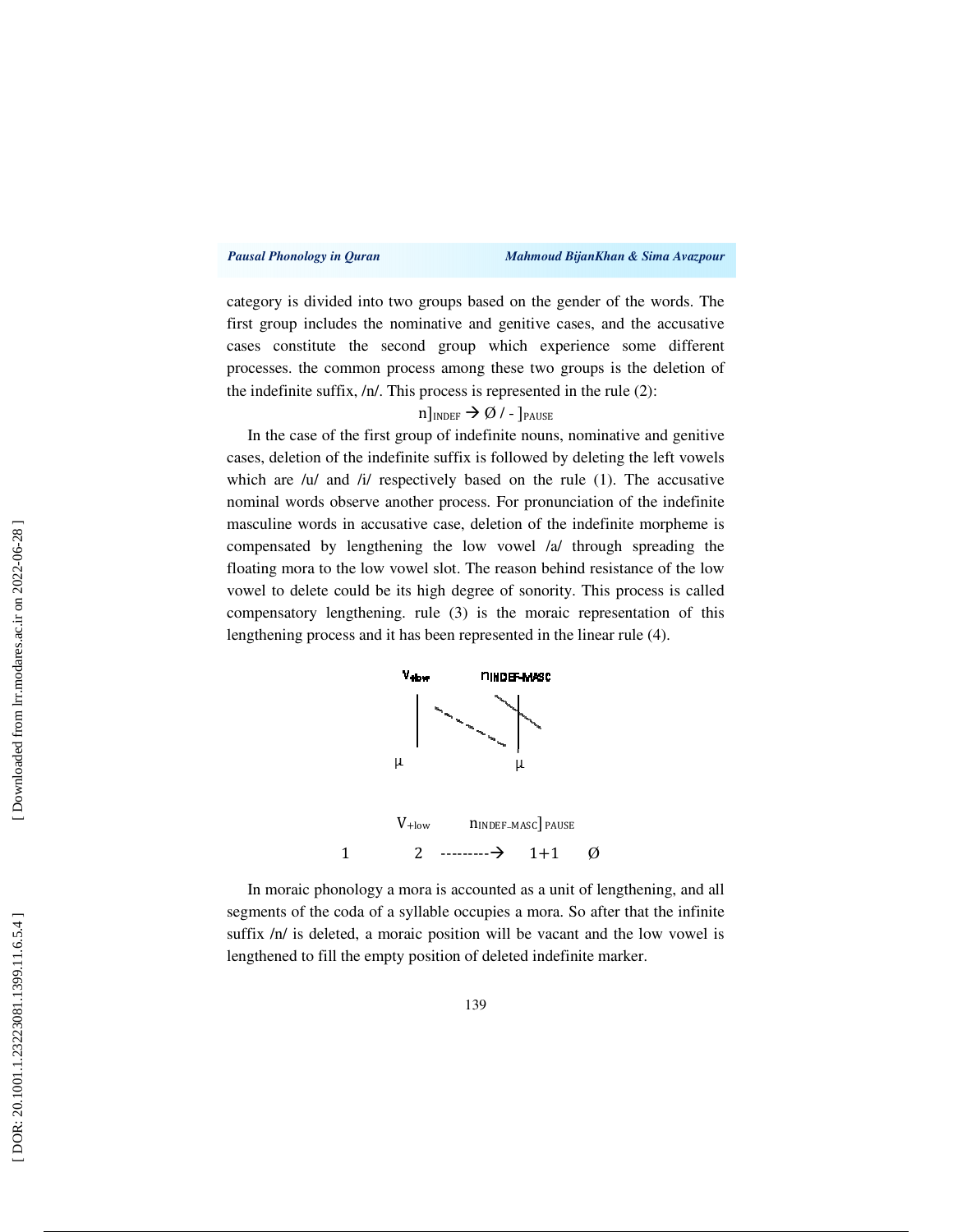category is divided into two groups based on the gender of the words. The first group includes the nominative and genitive cases, and the accusative cases constitute the second group which experience some different processes. the common process among these two groups is the deletion of the indefinite suffix, /n/. This process is represented in the rule (2):

$$n]_{INDEF} \rightarrow \emptyset \,/\, - \,]_{PAUSE}$$

In the case of the first group of indefinite nouns, nominative and genitive cases, deletion of the indefinite suffix is followed by deleting the left vowels which are /u/ and /i/ respectively based on the rule (1). The accusative nominal words observe another process. For pronunciation of the indefinite masculine words in accusative case, deletion of the indefinite morpheme is compensated by lengthening the low vowel /a/ through spreading the floating mora to the low vowel slot. The reason behind resistance of the low vowel to delete could be its high degree of sonority. This process is called compensatory lengthening. rule (3) is the moraic representation of this lengthening process and it has been represented in the linear rule (4).

$$V_{+low} \qquad n_{INDEF\text{-}MASC}$$

$$\mu \qquad\qquad \mu$$

$$V_{+low} \qquad n_{INDEF\text{-}MASC}]_{PAUSE}$$

$$1 \qquad 2 \; \dashrightarrow \; 1{+}1 \qquad \emptyset$$

In moraic phonology a mora is accounted as a unit of lengthening, and all segments of the coda of a syllable occupies a mora. So after that the infinite suffix /n/ is deleted, a moraic position will be vacant and the low vowel is lengthened to fill the empty position of deleted indefinite marker.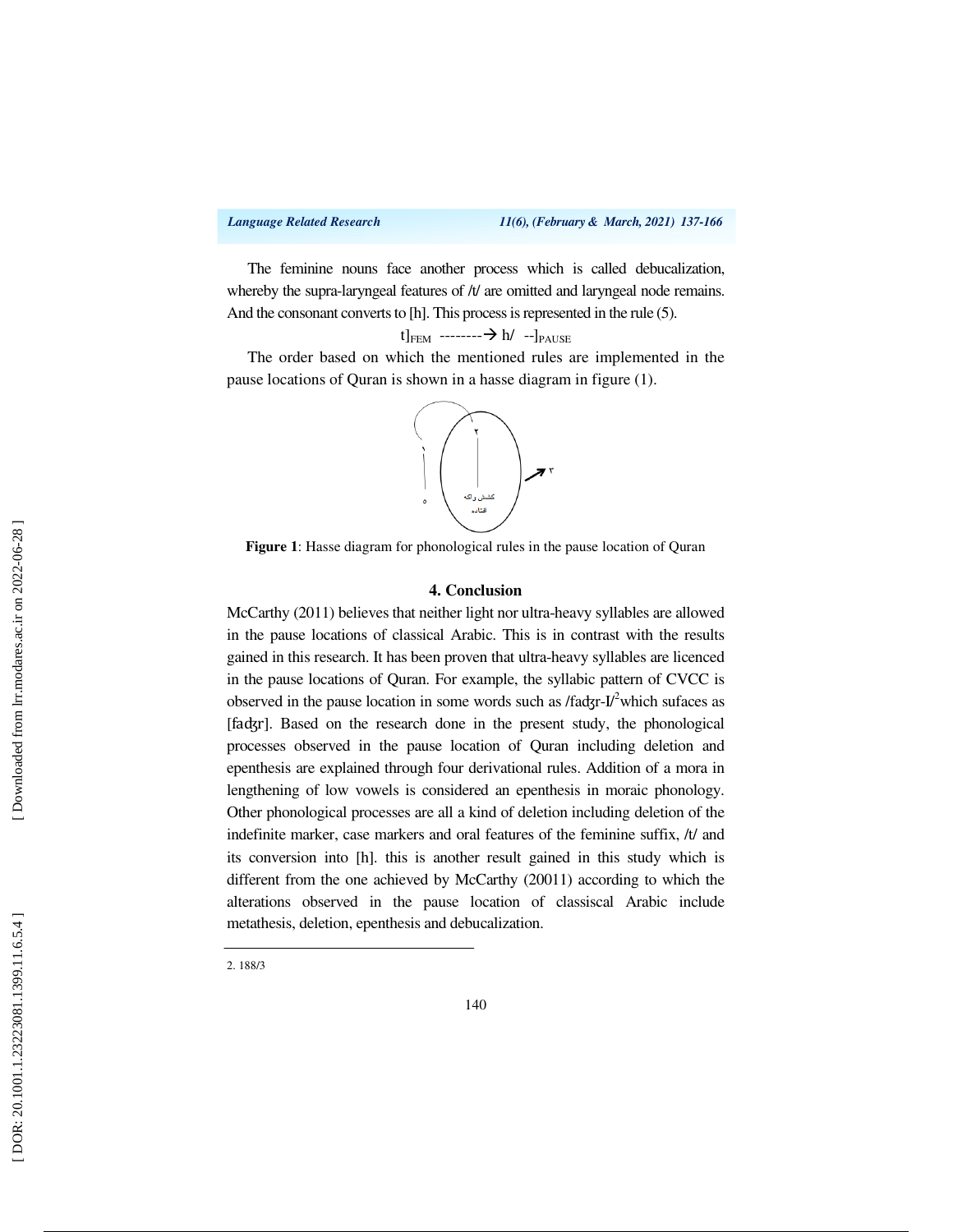The feminine nouns face another process which is called debucalization, whereby the supra-laryngeal features of /t/ are omitted and laryngeal node remains. And the consonant converts to [h]. This process is represented in the rule (5).

$$t]_{FEM} \text{ --------}\rightarrow h/ \text{ --}]_{PAUSE}$$

The order based on which the mentioned rules are implemented in the pause locations of Quran is shown in a hasse diagram in figure (1).

**Figure 1**: Hasse diagram for phonological rules in the pause location of Quran

## 4. Conclusion

McCarthy (2011) believes that neither light nor ultra-heavy syllables are allowed in the pause locations of classical Arabic. This is in contrast with the results gained in this research. It has been proven that ultra-heavy syllables are licenced in the pause locations of Quran. For example, the syllabic pattern of CVCC is observed in the pause location in some words such as /faʤr-I/[2]which sufaces as [faʤr]. Based on the research done in the present study, the phonological processes observed in the pause location of Quran including deletion and epenthesis are explained through four derivational rules. Addition of a mora in lengthening of low vowels is considered an epenthesis in moraic phonology. Other phonological processes are all a kind of deletion including deletion of the indefinite marker, case markers and oral features of the feminine suffix, /t/ and its conversion into [h]. this is another result gained in this study which is different from the one achieved by McCarthy (20011) according to which the alterations observed in the pause location of classiscal Arabic include metathesis, deletion, epenthesis and debucalization.

---

2. 188/3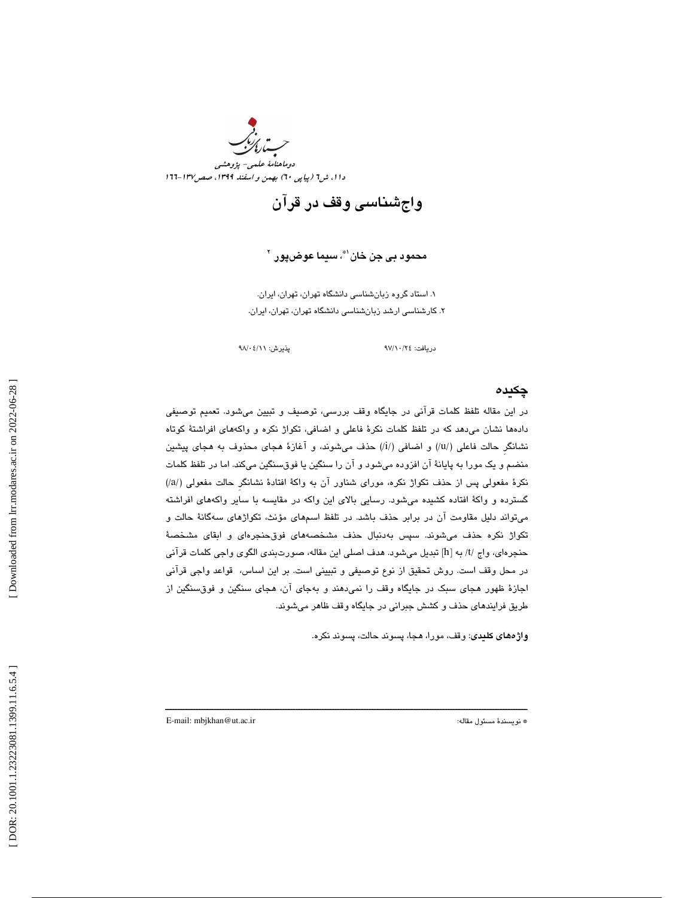# واج‌شناسی وقف در قرآن

**محمود بی جن خان[1*]، سیما عوض‌پور [2]**

۱. استاد گروه زبان‌شناسی دانشگاه تهران، تهران، ایران.

۲. کارشناسی ارشد زبان‌شناسی دانشگاه تهران، تهران، ایران.

دریافت: ۹۷/۱۰/۲۴ پذیرش: ۹۸/۰۴/۱۱

## چکیده

در این مقاله تلفظ کلمات قرآنی در جایگاه وقف بررسی، توصیف و تبیین می‌شود. تعمیم توصیفی داده‌ها نشان می‌دهد که در تلفظ کلمات نکرهٔ فاعلی و اضافی، تکواژ نکره و واکه‌های افراشتهٔ کوتاه نشانگرِ حالت فاعلی (/u/) و اضافی (/i/) حذف می‌شوند، و آغازهٔ هجای محذوف به هجای پیشین منضم و یک مورا به پایانهٔ آن افزوده می‌شود و آن را سنگین یا فوق‌سنگین می‌کند. اما در تلفظ کلمات نکرهٔ مفعولی پس از حذف تکواژ نکره، مورای شناور آن به واکهٔ افتادهٔ نشانگرِ حالت مفعولی (/a/) گسترده و واکهٔ افتاده کشیده می‌شود. رسایی بالای این واکه در مقایسه با سایر واکه‌های افراشته می‌تواند دلیل مقاومت آن در برابر حذف باشد. در تلفظ اسم‌های مؤنث، تکواژهای سه‌گانهٔ حالت و تکواژ نکره حذف می‌شوند. سپس به‌دنبال حذف مشخصه‌های فوق‌حنجره‌ای و ابقای مشخصهٔ حنجره‌ای، واج /t/ به [h] تبدیل می‌شود. هدف اصلی این مقاله، صورت‌بندی الگوی واجی کلمات قرآنی در محل وقف است. روش تحقیق از نوع توصیفی و تبیینی است. بر این اساس، قواعد واجی قرآنی اجازهٔ ظهور هجای سبک در جایگاه وقف را نمی‌دهند و به‌جای آن، هجای سنگین و فوق‌سنگین از طریق فرایندهای حذف و کشش جبرانی در جایگاه وقف ظاهر می‌شوند.

**واژه‌های کلیدی:** وقف، مورا، هجا، پسوند حالت، پسوند نکره.

---

* نویسندهٔ مسئول مقاله: E-mail: mbjkhan@ut.ac.ir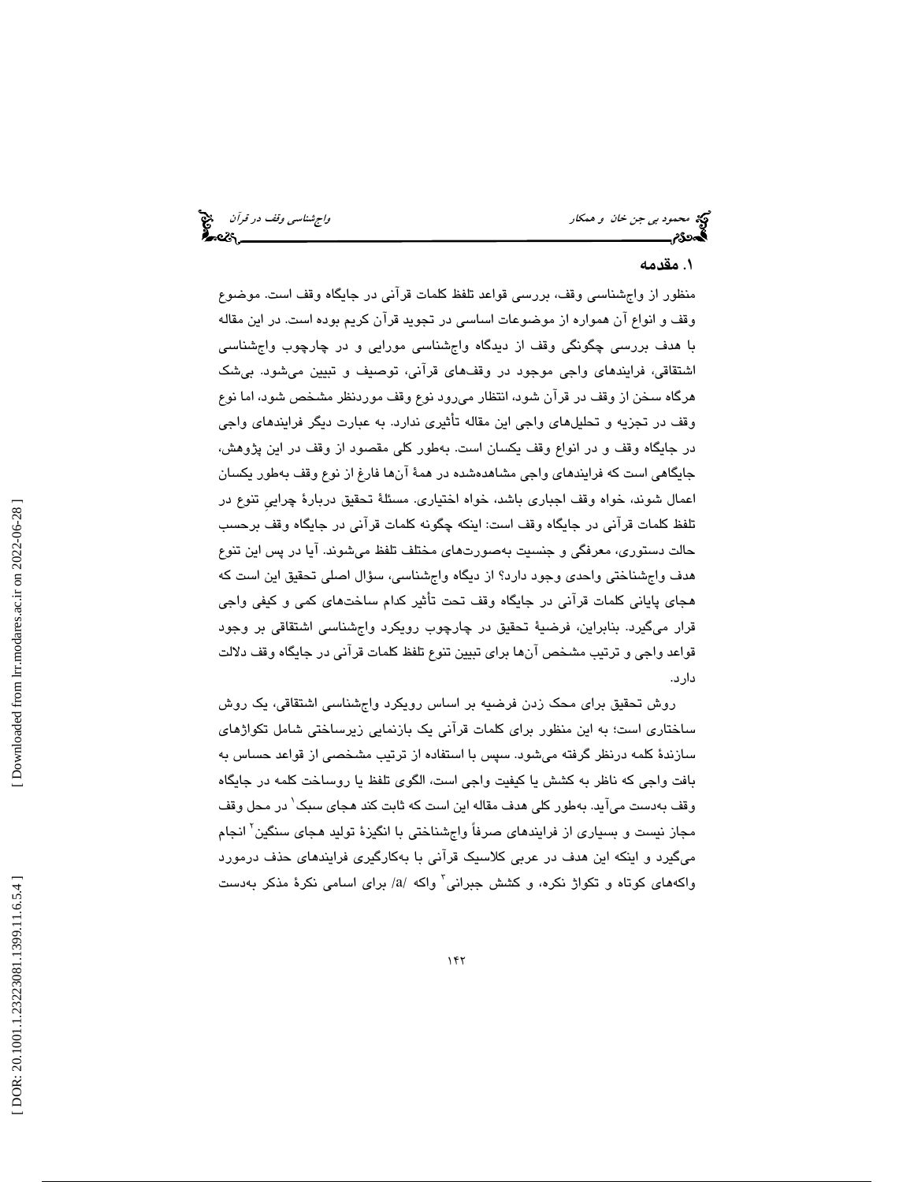## ۱. مقدمه

منظور از واج‌شناسی وقف، بررسی قواعد تلفظ کلمات قرآنی در جایگاه وقف است. موضوع وقف و انواع آن همواره از موضوعات اساسی در تجوید قرآن کریم بوده است. در این مقاله با هدف بررسی چگونگی وقف از دیدگاه واج‌شناسی مورایی و در چارچوب واج‌شناسی اشتقاقی، فرایندهای واجی موجود در وقف‌های قرآنی، توصیف و تبیین می‌شود. بی‌شک هرگاه سخن از وقف در قرآن شود، انتظار می‌رود نوع وقف موردنظر مشخص شود، اما نوع وقف در تجزیه و تحلیل‌های واجی این مقاله تأثیری ندارد. به عبارت دیگر فرایندهای واجی در جایگاه وقف و در انواع وقف یکسان است. به‌طور کلی مقصود از وقف در این پژوهش، جایگاهی است که فرایندهای واجی مشاهده‌شده در همهٔ آن‌ها فارغ از نوع وقف به‌طور یکسان اعمال شوند، خواه وقف اجباری باشد، خواه اختیاری. مسئلهٔ تحقیق دربارهٔ چراییِ تنوع در تلفظ کلمات قرآنی در جایگاه وقف است: اینکه چگونه کلمات قرآنی در جایگاه وقف برحسب حالت دستوری، معرفگی و جنسیت به‌صورت‌های مختلف تلفظ می‌شوند. آیا در پس این تنوع هدف واج‌شناختی واحدی وجود دارد؟ از دیگاه واج‌شناسی، سؤال اصلی تحقیق این است که هجای پایانی کلمات قرآنی در جایگاه وقف تحت تأثیر کدام ساخت‌های کمی و کیفی واجی قرار می‌گیرد. بنابراین، فرضیهٔ تحقیق در چارچوب رویکرد واج‌شناسی اشتقاقی بر وجود قواعد واجی و ترتیب مشخص آن‌ها برای تبیین تنوع تلفظ کلمات قرآنی در جایگاه وقف دلالت دارد.

روش تحقیق برای محک زدن فرضیه بر اساس رویکرد واج‌شناسی اشتقاقی، یک روش ساختاری است؛ به این منظور برای کلمات قرآنی یک بازنمایی زیرساختی شامل تکواژهای سازندهٔ کلمه درنظر گرفته می‌شود. سپس با استفاده از ترتیب مشخصی از قواعد حساس به بافت واجی که ناظر به کشش یا کیفیت واجی است، الگوی تلفظ یا روساخت کلمه در جایگاه وقف به‌دست می‌آید. به‌طور کلی هدف مقاله این است که ثابت کند هجای سبک[1] در محل وقف مجاز نیست و بسیاری از فرایندهای صرفاً واج‌شناختی با انگیزهٔ تولید هجای سنگین[2] انجام می‌گیرد و اینکه این هدف در عربی کلاسیک قرآنی با به‌کارگیری فرایندهای حذف درمورد واکه‌های کوتاه و تکواژ نکره، و کشش جبرانی[3] واکه /a/ برای اسامی نکرهٔ مذکر به‌دست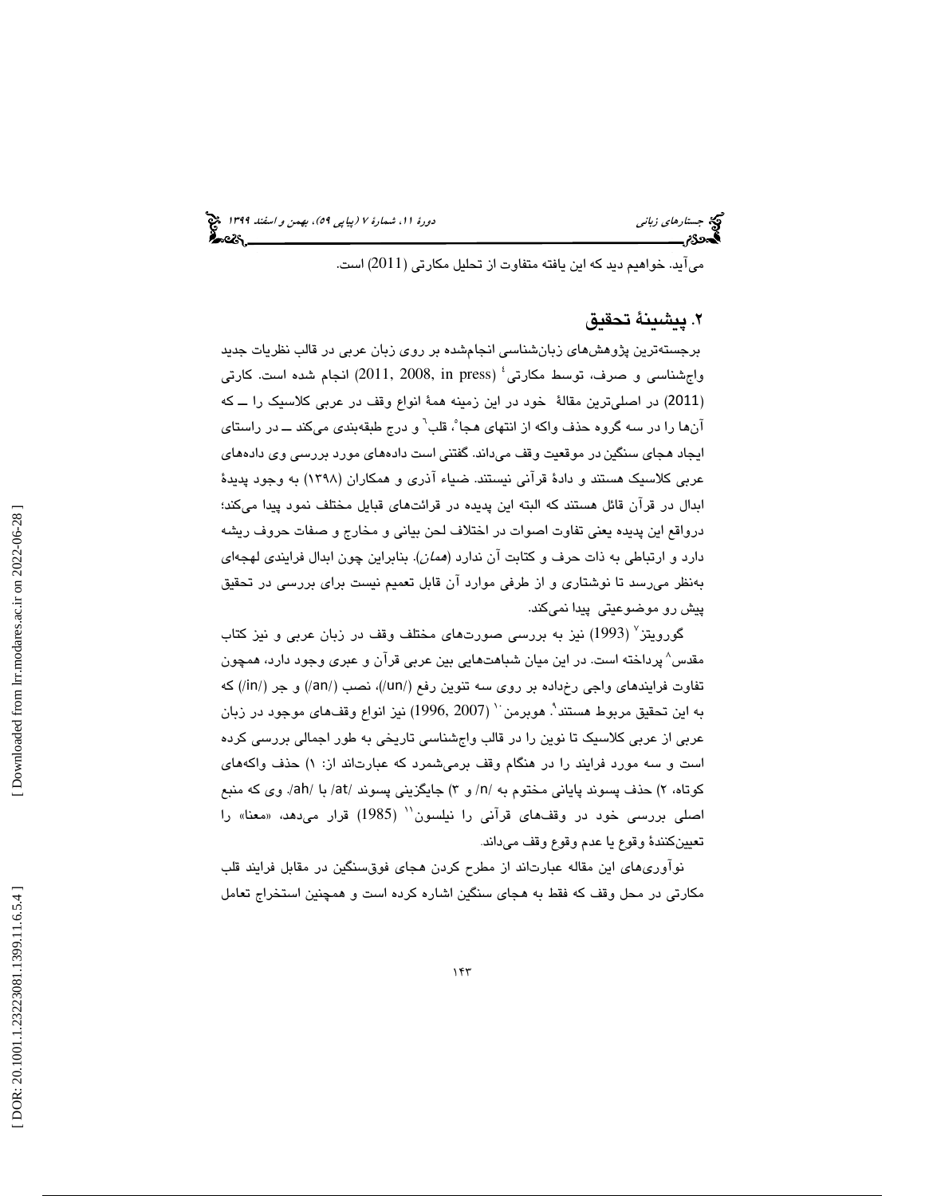می‌آید. خواهیم دید که این یافته متفاوت از تحلیل مکارتی (2011) است.

## ۲. پیشینهٔ تحقیق

برجسته‌ترین پژوهش‌های زبان‌شناسی انجام‌شده بر روی زبان عربی در قالب نظریات جدید واج‌شناسی و صرف، توسط مکارتی[۴] (2011, 2008, in press) انجام شده است. کارتی (2011) در اصلی‌ترین مقالهٔ خود در این زمینه همهٔ انواع وقف در عربی کلاسیک را ــ که آن‌ها را در سه گروه حذف واکه از انتهای هجا[۵]، قلب[۶] و درج طبقه‌بندی می‌کند ــ در راستای ایجاد هجای سنگین در موقعیت وقف می‌داند. گفتنی است داده‌های مورد بررسی وی داده‌های عربی کلاسیک هستند و دادهٔ قرآنی نیستند. ضیاء آذری و همکاران (۱۳۹۸) به وجود پدیدهٔ ابدال در قرآن قائل هستند که البته این پدیده در قرائت‌های قبایل مختلف نمود پیدا می‌کند؛ درواقع این پدیده یعنی تفاوت اصوات در اختلاف لحن بیانی و مخارج و صفات حروف ریشه دارد و ارتباطی به ذات حرف و کتابت آن ندارد (*همان*). بنابراین چون ابدال فرایندی لهجه‌ای به‌نظر می‌رسد تا نوشتاری و از طرفی موارد آن قابل تعمیم نیست برای بررسی در تحقیق پیش رو موضوعیتی پیدا نمی‌کند.

گورویتز[۷] (1993) نیز به بررسی صورت‌های مختلف وقف در زبان عربی و نیز کتاب مقدس[۸] پرداخته است. در این میان شباهت‌هایی بین عربی قرآن و عبری وجود دارد، همچون تفاوت فرایندهای واجی رخ‌داده بر روی سه تنوین رفع (/un/)، نصب (/an/) و جر (/in/) که به این تحقیق مربوط هستند[۹]. هوبرمن[۱۰] (1996, 2007) نیز انواع وقف‌های موجود در زبان عربی از عربی کلاسیک تا نوین را در قالب واج‌شناسی تاریخی به طور اجمالی بررسی کرده است و سه مورد فرایند را در هنگام وقف برمی‌شمرد که عبارت‌اند از: ۱) حذف واکه‌های کوتاه، ۲) حذف پسوند پایانی مختوم به /n/ و ۳) جایگزینی پسوند /at/ با /ah/. وی که منبع اصلی بررسی خود در وقف‌های قرآنی را نیلسون[۱۱] (1985) قرار می‌دهد، «معنا» را تعیین‌کنندهٔ وقوع یا عدم وقوع وقف می‌داند.

نوآوری‌های این مقاله عبارت‌اند از مطرح کردن هجای فوق‌سنگین در مقابل فرایند قلب مکارتی در محل وقف که فقط به هجای سنگین اشاره کرده است و همچنین استخراج تعامل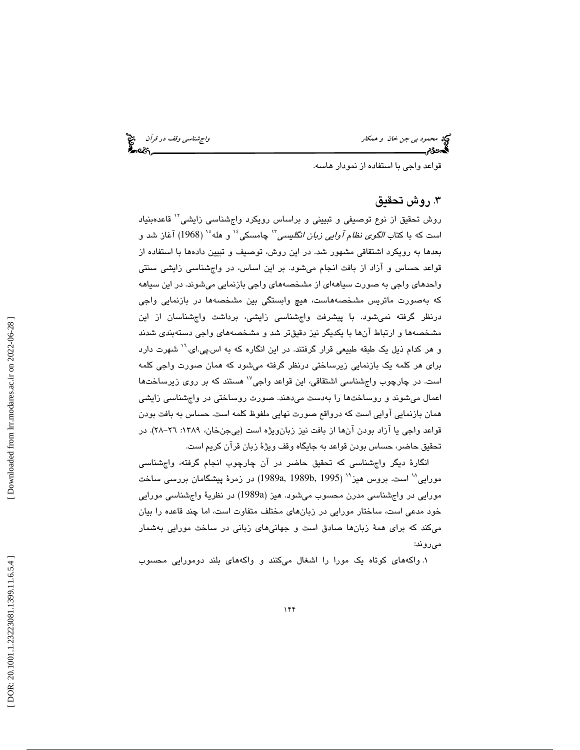قواعد واجی با استفاده از نمودار هاسه.

## ۳. روش تحقیق

روش تحقیق از نوع توصیفی و تبیینی و براساس رویکرد واج‌شناسی زایشی[۱۲] قاعده‌بنیاد است که با کتاب *الگوی نظام آوایی زبان انگلیسی*[۱۳] چامسکی[۱۴] و هله[۱۵] (1968) آغاز شد و بعدها به رویکرد اشتقاقی مشهور شد. در این روش، توصیف و تبیین داده‌ها با استفاده از قواعد حساس و آزاد از بافت انجام می‌شود. بر این اساس، در واج‌شناسی زایشی سنتی واحدهای واجی به صورت سیاهه‌ای از مشخصه‌های واجی بازنمایی می‌شوند. در این سیاهه که به‌صورت ماتریس مشخصه‌هاست، هیچ وابستگی بین مشخصه‌ها در بازنمایی واجی درنظر گرفته نمی‌شود. با پیشرفت واج‌شناسی زایشی، برداشت واج‌شناسان از این مشخصه‌ها و ارتباط آن‌ها با یکدیگر نیز دقیق‌تر شد و مشخصه‌های واجی دسته‌بندی شدند و هر کدام ذیل یک طبقه طبیعی قرار گرفتند. در این انگاره که به اس.پی.ای.[۱۶] شهرت دارد برای هر کلمه یک بازنمایی زیرساختی درنظر گرفته می‌شود که همان صورت واجی کلمه است. در چارچوب واج‌شناسی اشتقاقی، این قواعد واجی[۱۷] هستند که بر روی زیرساخت‌ها اعمال می‌شوند و روساخت‌ها را به‌دست می‌دهند. صورت روساختی در واج‌شناسی زایشی همان بازنمایی آوایی است که درواقع صورت نهایی ملفوظ کلمه است. حساس به بافت بودن قواعد واجی یا آزاد بودن آن‌ها از بافت نیز زبان‌ویژه است (بی‌جن‌خان، ۱۳۸۹: ۲۶–۲۸). در تحقیق حاضر، حساس بودن قواعد به جایگاه وقف ویژهٔ زبان قرآن کریم است.

انگارهٔ دیگر واج‌شناسی که تحقیق حاضر در آن چارچوب انجام گرفته، واج‌شناسی مورایی[۱۸] است. بروس هیز[۱۹] (1989a, 1989b, 1995) در زمرهٔ پیشگامان بررسی ساخت مورایی در واج‌شناسی مدرن محسوب می‌شود. هیز (1989a) در نظریهٔ واج‌شناسی مورایی خود مدعی است، ساختار مورایی در زبان‌های مختلف متفاوت است، اما چند قاعده را بیان می‌کند که برای همهٔ زبان‌ها صادق است و جهانی‌های زبانی در ساخت مورایی به‌شمار می‌روند:

۱. واکه‌های کوتاه یک مورا را اشغال می‌کنند و واکه‌های بلند دومورایی محسوب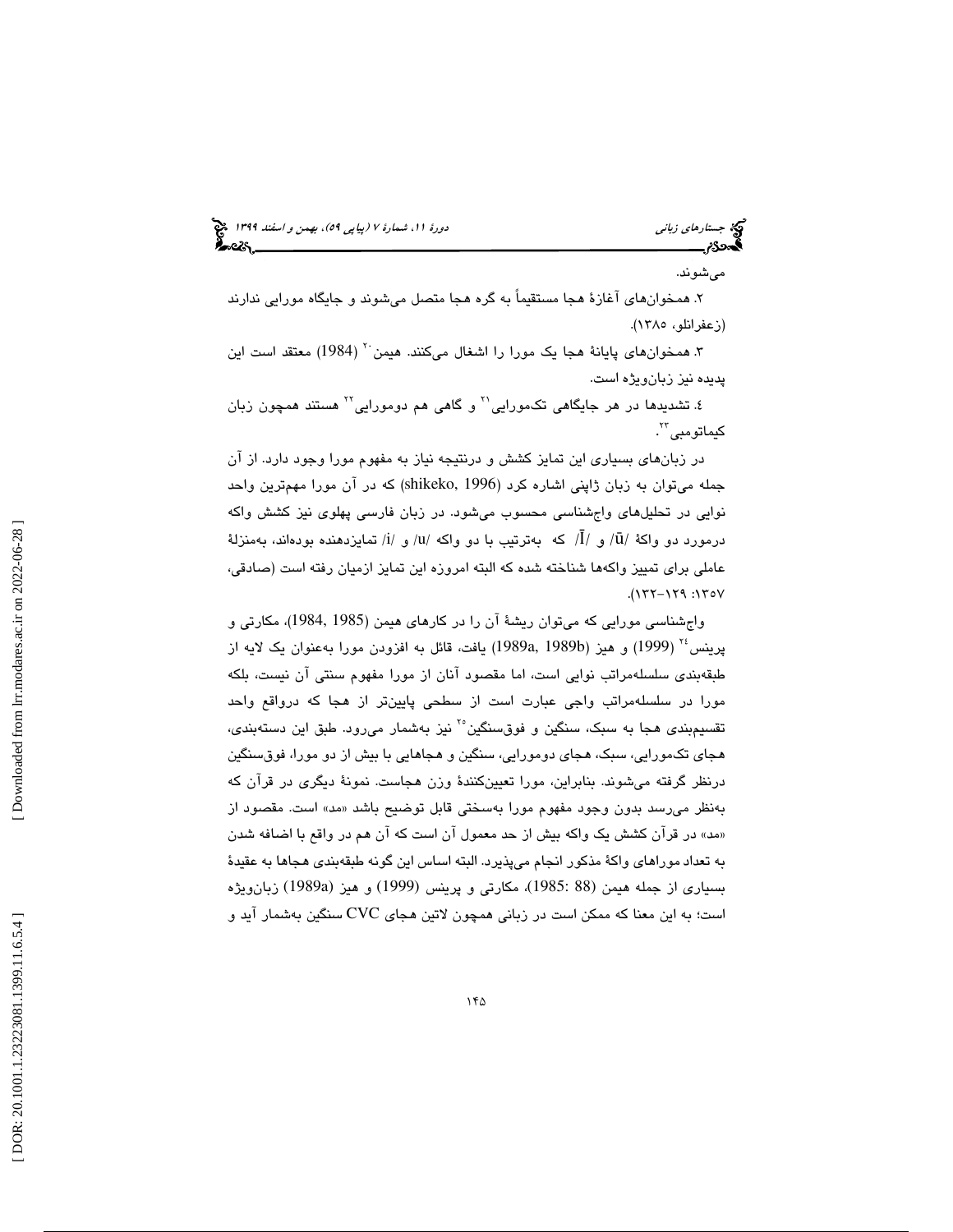می‌شوند.

۲. همخوان‌های آغازهٔ هجا مستقیماً به گره هجا متصل می‌شوند و جایگاه مورایی ندارند (زعفرانلو، ۱۳۸۵).

۳. همخوان‌های پایانهٔ هجا یک مورا را اشغال می‌کنند. هیمن[20] (1984) معتقد است این پدیده نیز زبان‌ویژه است.

٤. تشدیدها در هر جایگاهی تک‌مورایی[21] و گاهی هم دومورایی[22] هستند همچون زبان کیماتومبی[23].

در زبان‌های بسیاری این تمایز کشش و درنتیجه نیاز به مفهوم مورا وجود دارد. از آن جمله می‌توان به زبان ژاپنی اشاره کرد (shikeko, 1996) که در آن مورا مهم‌ترین واحد نوایی در تحلیل‌های واج‌شناسی محسوب می‌شود. در زبان فارسی پهلوی نیز کشش واکه درمورد دو واکهٔ /ū/ و /ī/ که به‌ترتیب با دو واکه /u/ و /i/ تمایزدهنده بوده‌اند، به‌منزلهٔ عاملی برای تمییز واکه‌ها شناخته شده که البته امروزه این تمایز ازمیان رفته است (صادقی، ۱۳۵۷: ۱۲۹-۱۳۲).

واج‌شناسی مورایی که می‌توان ریشهٔ آن را در کارهای هیمن (1984, 1985)، مکارتی و پرینس[24] (1999) و هیز (1989a, 1989b) یافت، قائل به افزودن مورا به‌عنوان یک لایه از طبقه‌بندی سلسله‌مراتب نوایی است، اما مقصود آنان از مورا مفهوم سنتی آن نیست، بلکه مورا در سلسله‌مراتب واجی عبارت است از سطحی پایین‌تر از هجا که درواقع واحد تقسیم‌بندی هجا به سبک، سنگین و فوق‌سنگین[25] نیز به‌شمار می‌رود. طبق این دسته‌بندی، هجای تک‌مورایی، سبک، هجای دومورایی، سنگین و هجاهایی با بیش از دو مورا، فوق‌سنگین درنظر گرفته می‌شوند. بنابراین، مورا تعیین‌کنندهٔ وزن هجاست. نمونهٔ دیگری در قرآن که به‌نظر می‌رسد بدون وجود مفهوم مورا به‌سختی قابل توضیح باشد «مد» است. مقصود از «مد» در قرآن کشش یک واکه بیش از حد معمول آن است که آن هم در واقع با اضافه شدن به تعداد موراهای واکهٔ مذکور انجام می‌پذیرد. البته اساس این گونه طبقه‌بندی هجاها به عقیدهٔ بسیاری از جمله هیمن (88 :1985)، مکارتی و پرینس (1999) و هیز (1989a) زبان‌ویژه است؛ به این معنا که ممکن است در زبانی همچون لاتین هجای CVC سنگین به‌شمار آید و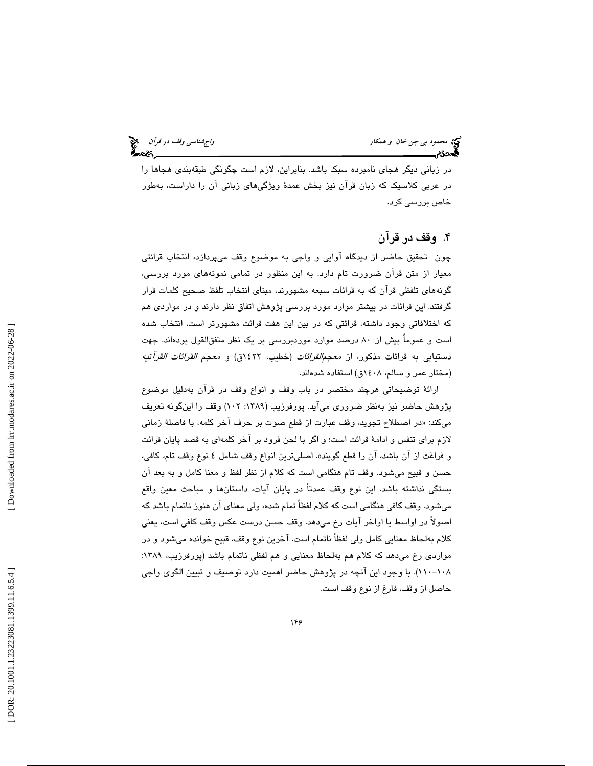در زبانی دیگر هجای نامبرده سبک باشد. بنابراین، لازم است چگونگی طبقه‌بندی هجاها را در عربی کلاسیک که زبان قرآن نیز بخش عمدهٔ ویژگی‌های زبانی آن را داراست، به‌طور خاص بررسی کرد.

## ۴. وقف در قرآن

چون تحقیق حاضر از دیدگاه آوایی و واجی به موضوع وقف می‌پردازد، انتخاب قرائتی معیار از متن قرآن ضرورت تام دارد. به این منظور در تمامی نمونه‌های مورد بررسی، گونه‌های تلفظی قرآن که به قرائات سبعه مشهورند، مبنای انتخاب تلفظ صحیح کلمات قرار گرفتند. این قرائات در بیشتر موارد مورد بررسی پژوهش اتفاق نظر دارند و در مواردی هم که اختلافاتی وجود داشته، قرائتی که در بین این هفت قرائت مشهورتر است، انتخاب شده است و عموماً بیش از ۸۰ درصد موارد موردبررسی بر یک نظر متفق‌القول بوده‌اند. جهت دستیابی به قرائات مذکور، از *معجم‌القرائات* (خطیب، ۱٤۲۲ق) و *معجم القرائات القرآنیه* (مختار عمر و سالم، ۱٤۰۸ق) استفاده شده‌اند.

ارائهٔ توضیحاتی هرچند مختصر در باب وقف و انواع وقف در قرآن به‌دلیل موضوع پژوهش حاضر نیز به‌نظر ضروری می‌آید. پورفرزیب (۱۳۸۹: ۱۰۲) وقف را این‌گونه تعریف می‌کند: «در اصطلاح تجوید، وقف عبارت از قطع صوت بر حرف آخر کلمه، با فاصلهٔ زمانی لازم برای تنفس و ادامهٔ قرائت است؛ و اگر با لحن فرود بر آخر کلمه‌ای به قصد پایان قرائت و فراغت از آن باشد، آن را قطع گویند». اصلی‌ترین انواع وقف شامل ٤ نوع وقف تام، کافی، حسن و قبیح می‌شود. وقف تام هنگامی است که کلام از نظر لفظ و معنا کامل و به بعد آن بستگی نداشته باشد. این نوع وقف عمدتاً در پایان آیات، داستان‌ها و مباحث معین واقع می‌شود. وقف کافی هنگامی است که کلام لفظاً تمام شده، ولی معنای آن هنوز ناتمام باشد که اصولاً در اواسط یا اواخر آیات رخ می‌دهد. وقف حسن درست عکس وقف کافی است، یعنی کلام به‌لحاظ معنایی کامل ولی لفظاً ناتمام است. آخرین نوع وقف، قبیح خوانده می‌شود و در مواردی رخ می‌دهد که کلام هم به‌لحاظ معنایی و هم لفظی ناتمام باشد (پورفرزیب، ۱۳۸۹: ۱۰۸-۱۱۰). با وجود این آنچه در پژوهش حاضر اهمیت دارد توصیف و تبیین الگوی واجی حاصل از وقف، فارغ از نوع وقف است.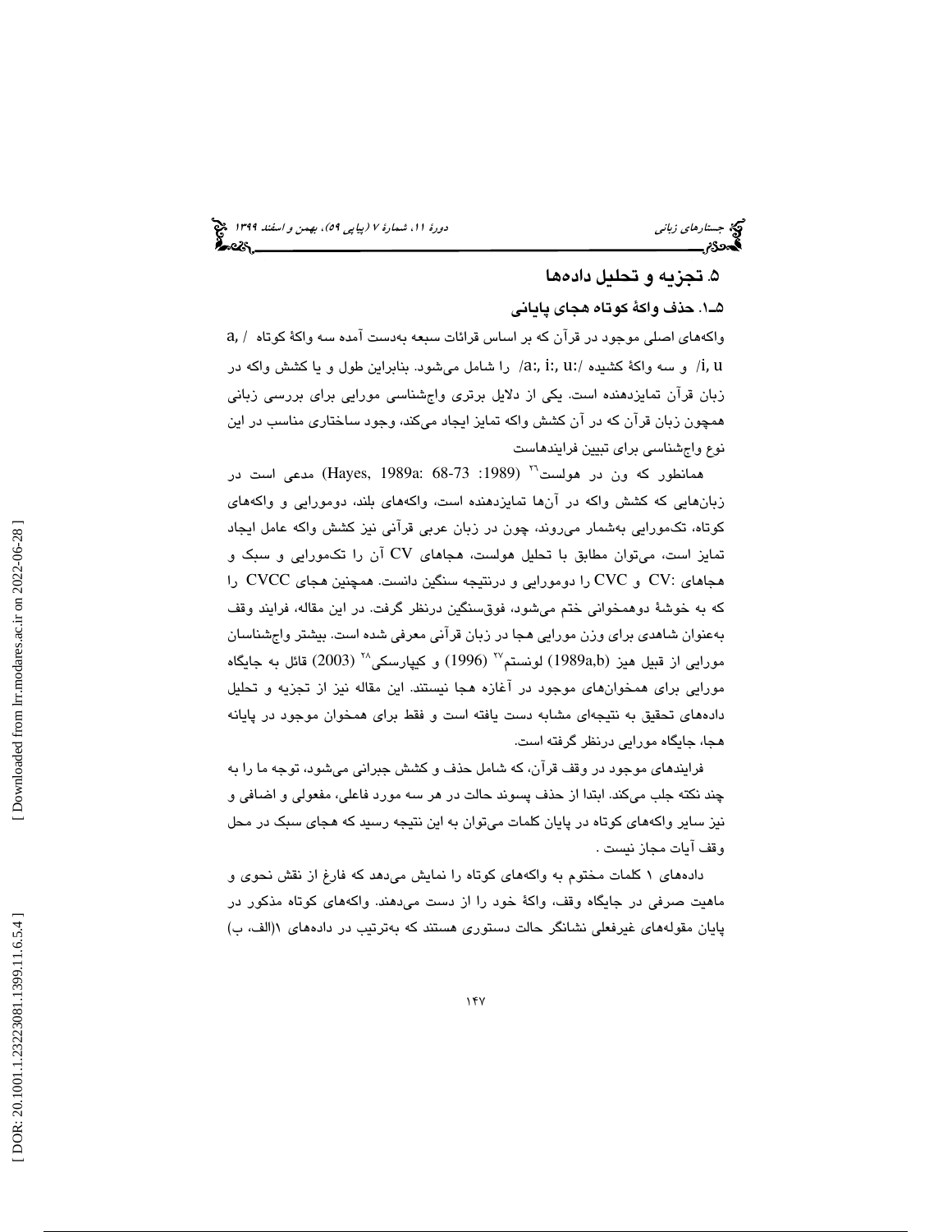## ۵. تجزیه و تحلیل داده‌ها

### ۵ـ۱. حذف واکهٔ کوتاه هجای پایانی

واکه‌های اصلی موجود در قرآن که بر اساس قرائات سبعه به‌دست آمده سه واکهٔ کوتاه /a, i, u/ و سه واکهٔ کشیده /a:, i:, u:/ را شامل می‌شود. بنابراین طول و یا کشش واکه در زبان قرآن تمایزدهنده است. یکی از دلایل برتری واج‌شناسی مورایی برای بررسی زبانی همچون زبان قرآن که در آن کشش واکه تمایز ایجاد می‌کند، وجود ساختاری مناسب در این نوع واج‌شناسی برای تبیین فرایندهاست

همانطور که ون در هولست[۲۶] (1989: 73-68 :Hayes, 1989a) مدعی است در زبان‌هایی که کشش واکه در آن‌ها تمایزدهنده است، واکه‌های بلند، دومورایی و واکه‌های کوتاه، تک‌مورایی به‌شمار می‌روند، چون در زبان عربی قرآنی نیز کشش واکه عامل ایجاد تمایز است، می‌توان مطابق با تحلیل هولست، هجای CV آن را تک‌مورایی و سبک و هجاهای :CV و CVC را دومورایی و درنتیجه سنگین دانست. همچنین هجای CVCC را که به خوشهٔ دوهمخوانی ختم می‌شود، فوق‌سنگین درنظر گرفت. در این مقاله، فرایند وقف به‌عنوان شاهدی برای وزن مورایی هجا در زبان قرآنی معرفی شده است. بیشتر واج‌شناسان مورایی از قبیل هیز (1989a,b) لونستم[۲۷] (1996) و کیپارسکی[۲۸] (2003) قائل به جایگاه مورایی برای همخوان‌های موجود در آغازه هجا نیستند. این مقاله نیز از تجزیه و تحلیل داده‌های تحقیق به نتیجه‌ای مشابه دست یافته است و فقط برای همخوان موجود در پایانه هجا، جایگاه مورایی درنظر گرفته است.

فرایندهای موجود در وقف قرآن، که شامل حذف و کشش جبرانی می‌شود، توجه ما را به چند نکته جلب می‌کند. ابتدا از حذف پسوند حالت در هر سه مورد فاعلی، مفعولی و اضافی و نیز سایر واکه‌های کوتاه در پایان کلمات می‌توان به این نتیجه رسید که هجای سبک در محل وقف آیات مجاز نیست .

داده‌های ۱ کلمات مختوم به واکه‌های کوتاه را نمایش می‌دهد که فارغ از نقش نحوی و ماهیت صرفی در جایگاه وقف، واکهٔ خود را از دست می‌دهند. واکه‌های کوتاه مذکور در پایان مقوله‌های غیرفعلی نشانگر حالت دستوری هستند که به‌ترتیب در داده‌های ۱(الف، ب)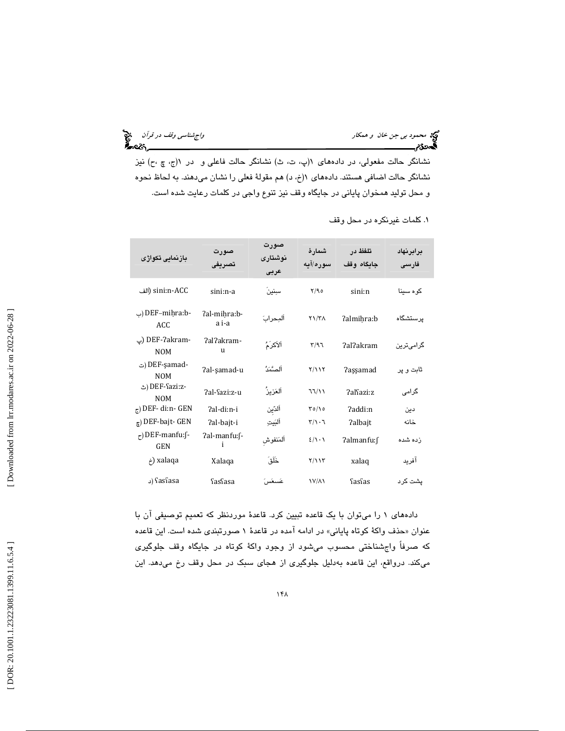نشانگر حالت مفعولی، در داده‌های ۱(پ، ت، ث) نشانگر حالت فاعلی و در ۱(ج، چ ،ح) نیز نشانگر حالت اضافی هستند. داده‌های ۱(خ، د) هم مقولهٔ فعلی را نشان می‌دهند. به لحاظ نحوه و محل تولید همخوان پایانی در جایگاه وقف نیز تنوع واجی در کلمات رعایت شده است.

۱. کلمات غیرنکره در محل وقف

| برابرنهاد فارسی | تلفظ در جایگاه وقف | شمارهٔ سوره/آیه | صورت نوشتاری عربی | صورت تصریفی | بازنمایی تکواژی |
|---|---|---|---|---|---|
| کوه سینا | si:ni:n | ۲/۹۵ | سِنِينَ | si:ni:n-a | الف) si:ni:n-ACC |
| پرستشگاه | ʔalmiḥra:b | ۲۱/۳۸ | اَلمِحرابَ | ʔal-miḥra:b-a i-a | ب) DEF–miḥra:b-ACC |
| گرامی‌ترین | ʔalʔakram | ۳/۹۶ | اَلاَکرَمُ | ʔalʔakram-u | پ) DEF-ʔakram-NOM |
| ثابت و پر | ʔaṣṣamad | ۲/۱۱۲ | اَلصَّمَدُ | ʔal-ṣamad-u | ت) DEF-ṣamad-NOM |
| گرامی | ʔalʕazi:z | ٦٦/١١ | اَلعَزِیزُ | ʔal-ʕazi:z-u | ث) DEF-ʕazi:z-NOM |
| دین | ʔaddi:n | ۳۵/۱۵ | اَلدِّینِ | ʔal-di:n-i | ج) DEF- di:n- GEN |
| خانه | ʔalbajt | ۳/۱۰٦ | اَلبَیتِ | ʔal-bajt-i | چ) DEF-bajt- GEN |
| زده شده | ʔalmanfu:ʃ | ٤/١٠١ | اَلمَنفوشِ | ʔal-manfu:ʃ-i | ح) DEF-manfu:ʃ-GEN |
| آفرید | xalaq | ۲/۱۱۳ | خَلَقَ | Xalaqa | خ) xalaqa |
| پشت کرد | ʕasʕas | ۱۷/۸۱ | عَسعَسَ | ʕasʕasa | د) ʕasʕasa |

داده‌های ۱ را می‌توان با یک قاعده تبیین کرد. قاعدهٔ موردنظر که تعمیم توصیفی آن با عنوان «حذف واکهٔ کوتاه پایانی» در ادامه آمده در قاعدهٔ ۱ صورتبندی شده است. این قاعده که صرفاً واج‌شناختی محسوب می‌شود از وجود واکهٔ کوتاه در جایگاه وقف جلوگیری می‌کند. درواقع، این قاعده به‌دلیل جلوگیری از هجای سبک در محل وقف رخ می‌دهد. این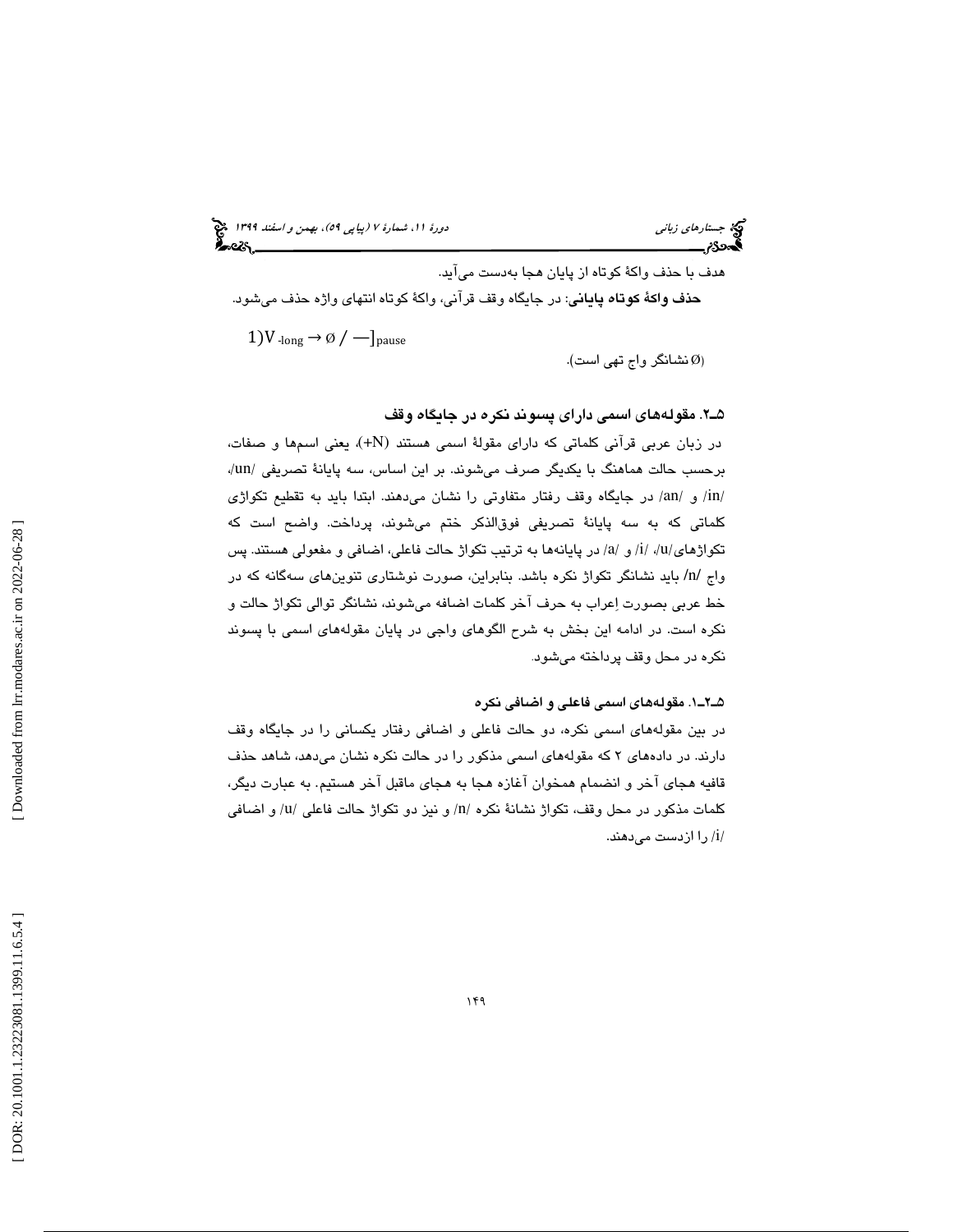هدف با حذف واکهٔ کوتاه از پایان هجا به‌دست می‌آید.

**حذف واکهٔ کوتاه پایانی**: در جایگاه وقف قرآنی، واکهٔ کوتاه انتهای واژه حذف می‌شود.

$$1)V_{\text{-long}} \rightarrow \emptyset \;/\; \text{—}]_{\text{pause}}$$

(Ø نشانگر واج تهی است).

### ۵ـ۲. مقوله‌های اسمی دارای پسوند نکره در جایگاه وقف

در زبان عربی قرآنی کلماتی که دارای مقولهٔ اسمی هستند (+N)، یعنی اسم‌ها و صفات، برحسب حالت هماهنگ با یکدیگر صرف می‌شوند. بر این اساس، سه پایانهٔ تصریفی /un/، /in/ و /an/ در جایگاه وقف رفتار متفاوتی را نشان می‌دهند. ابتدا باید به تقطیع تکواژی کلماتی که به سه پایانهٔ تصریفی فوق‌الذکر ختم می‌شوند، پرداخت. واضح است که تکواژهای/u/، /i/ و /a/ در پایانه‌ها به ترتیب تکواژ حالت فاعلی، اضافی و مفعولی هستند. پس واج /n/ باید نشانگر تکواژ نکره باشد. بنابراین، صورت نوشتاری تنوین‌های سه‌گانه که در خط عربی بصورت اِعراب به حرف آخر کلمات اضافه می‌شوند، نشانگر توالی تکواژ حالت و نکره است. در ادامه این بخش به شرح الگوهای واجی در پایان مقوله‌های اسمی با پسوند نکره در محل وقف پرداخته می‌شود.

#### ۵ـ۲ـ۱. مقوله‌های اسمی فاعلی و اضافی نکره

در بین مقوله‌های اسمی نکره، دو حالت فاعلی و اضافی رفتار یکسانی را در جایگاه وقف دارند. در داده‌های ۲ که مقوله‌های اسمی مذکور را در حالت نکره نشان می‌دهد، شاهد حذف قافیه هجای آخر و انضمام همخوان آغازه هجا به هجای ماقبل آخر هستیم. به عبارت دیگر، کلمات مذکور در محل وقف، تکواژ نشانهٔ نکره /n/ و نیز دو تکواژ حالت فاعلی /u/ و اضافی /i/ را ازدست می‌دهند.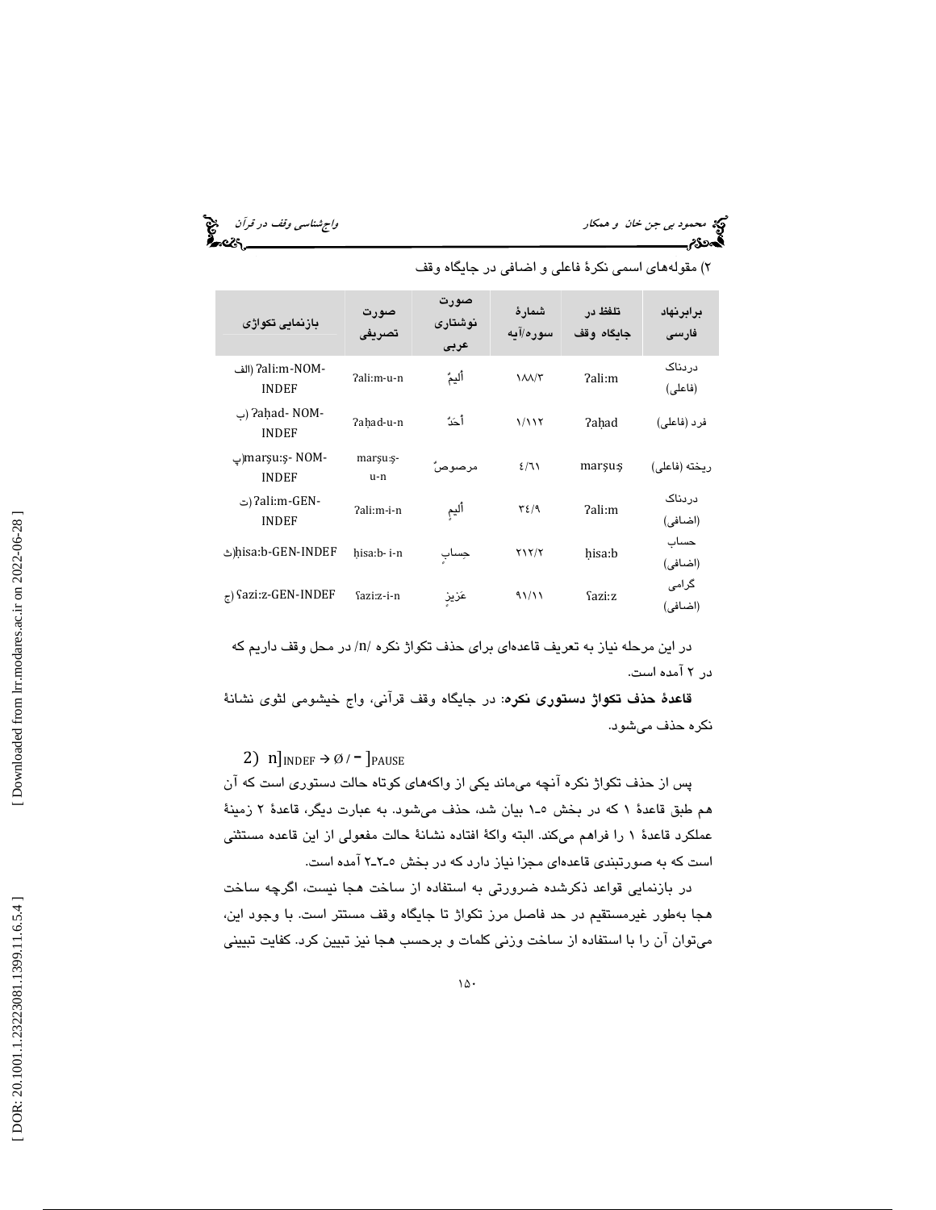۲) مقوله‌های اسمی نکرهٔ فاعلی و اضافی در جایگاه وقف

| برابرنهاد فارسی | تلفظ در جایگاه وقف | شمارهٔ سوره/آیه | صورت نوشتاری عربی | صورت تصریفی | بازنمایی تکواژی |
|---|---|---|---|---|---|
| دردناک (فاعلی) | ʔali:m | ۳/۱۸۸ | أليمٌ | ʔali:m-u-n | الف) ʔali:m-NOM-INDEF |
| فرد (فاعلی) | ʔaḥad | ۱۱۲/۱ | أحَدٌ | ʔaḥad-u-n | ب) ʔaḥad- NOM-INDEF |
| ریخته (فاعلی) | marṣuṣ | ۶۱/٤ | مرصوصٌ | marṣu:ṣ-u-n | پ)marṣu:ṣ- NOM-INDEF |
| دردناک (اضافی) | ʔali:m | ۹/۳٤ | أليمٍ | ʔali:m-i-n | ت) ʔali:m-GEN-INDEF |
| حساب (اضافی) | ḥisa:b | ۲/۲۱۲ | حِسابٍ | ḥisa:b- i-n | ث)ḥisa:b-GEN-INDEF |
| گرامی (اضافی) | ʕazi:z | ۱۱/۹۱ | عَزيزٍ | ʕazi:z-i-n | ج) ʕazi:z-GEN-INDEF |

در این مرحله نیاز به تعریف قاعده‌ای برای حذف تکواژ نکره /n/ در محل وقف داریم که در ۲ آمده است.

**قاعدهٔ حذف تکواژ دستوری نکره**: در جایگاه وقف قرآنی، واج خیشومی لثوی نشانهٔ نکره حذف می‌شود.

$$2)\ \ n]_{INDEF} \rightarrow \emptyset / -\ ]_{PAUSE}$$

پس از حذف تکواژ نکره آنچه می‌ماند یکی از واکه‌های کوتاه حالت دستوری است که آن هم طبق قاعدهٔ ۱ که در بخش ۵ـ۱ بیان شد، حذف می‌شود. به عبارت دیگر، قاعدهٔ ۲ زمینهٔ عملکرد قاعدهٔ ۱ را فراهم می‌کند. البته واکهٔ افتاده نشانهٔ حالت مفعولی از این قاعده مستثنی است که به صورتبندی قاعده‌ای مجزا نیاز دارد که در بخش ۵ـ۲ـ۲ آمده است.

در بازنمایی قواعد ذکرشده ضرورتی به استفاده از ساخت هجا نیست، اگرچه ساخت هجا به‌طور غیرمستقیم در حد فاصل مرز تکواژ تا جایگاه وقف مستتر است. با وجود این، می‌توان آن را با استفاده از ساخت وزنی کلمات و برحسب هجا نیز تبیین کرد. کفایت تبیینی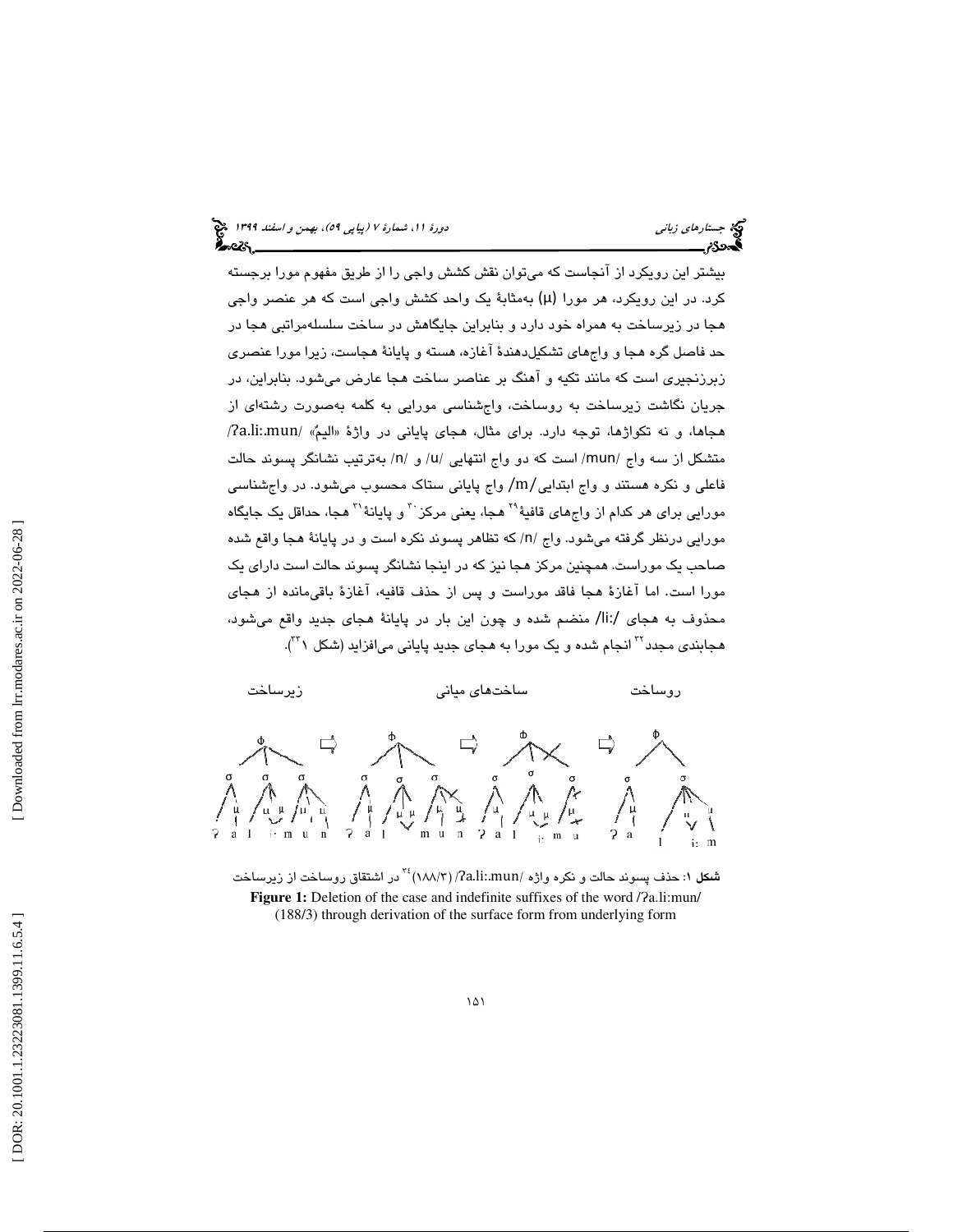بیشتر این رویکرد از آنجاست که می‌توان نقش کشش واجی را از طریق مفهوم مورا برجسته کرد. در این رویکرد، هر مورا (μ) به‌مثابهٔ یک واحد کشش واجی است که هر عنصر واجی هجا در زیرساخت به همراه خود دارد و بنابراین جایگاهش در ساخت سلسله‌مراتبی هجا در حد فاصل گره هجا و واج‌های تشکیل‌دهندهٔ آغازه، هسته و پایانهٔ هجاست، زیرا مورا عنصری زبرزنجیری است که مانند تکیه و آهنگ بر عناصر ساخت هجا عارض می‌شود. بنابراین، در جریان نگاشت زیرساخت به روساخت، واج‌شناسی مورایی به کلمه به‌صورت رشته‌ای از هجاها، و نه تکواژها، توجه دارد. برای مثال، هجای پایانی در واژهٔ «الیمٌ» /ʔa.li:.mun/ متشکل از سه واج /mun/ است که دو واج انتهایی /u/ و /n/ به‌ترتیب نشانگر پسوند حالت فاعلی و نکره هستند و واج ابتدایی /m/ واج پایانی ستاک محسوب می‌شود. در واج‌شناسی مورایی برای هر کدام از واج‌های قافیهٔ[29] هجا، یعنی مرکز[30] و پایانهٔ[31] هجا، حداقل یک جایگاه مورایی درنظر گرفته می‌شود. واج /n/ که تظاهر پسوند نکره است و در پایانهٔ هجا واقع شده صاحب یک موراست. همچنین مرکز هجا نیز که در اینجا نشانگر پسوند حالت است دارای یک مورا است. اما آغازهٔ هجا فاقد موراست و پس از حذف قافیه، آغازهٔ باقی‌مانده از هجای محذوف به هجای /li:/ منضم شده و چون این بار در پایانهٔ هجای جدید واقع می‌شود، هجابندی مجدد[32] انجام شده و یک مورا به هجای جدید پایانی می‌افزاید (شکل ۱[33]).

زیرساخت — ساخت‌های میانی — روساخت

**شکل ۱**: حذف پسوند حالت و نکره واژه /ʔa.li:.mun/ (۱۸۸/۳)[34] در اشتقاق روساخت از زیرساخت

**Figure 1:** Deletion of the case and indefinite suffixes of the word /ʔa.li:mun/ (188/3) through derivation of the surface form from underlying form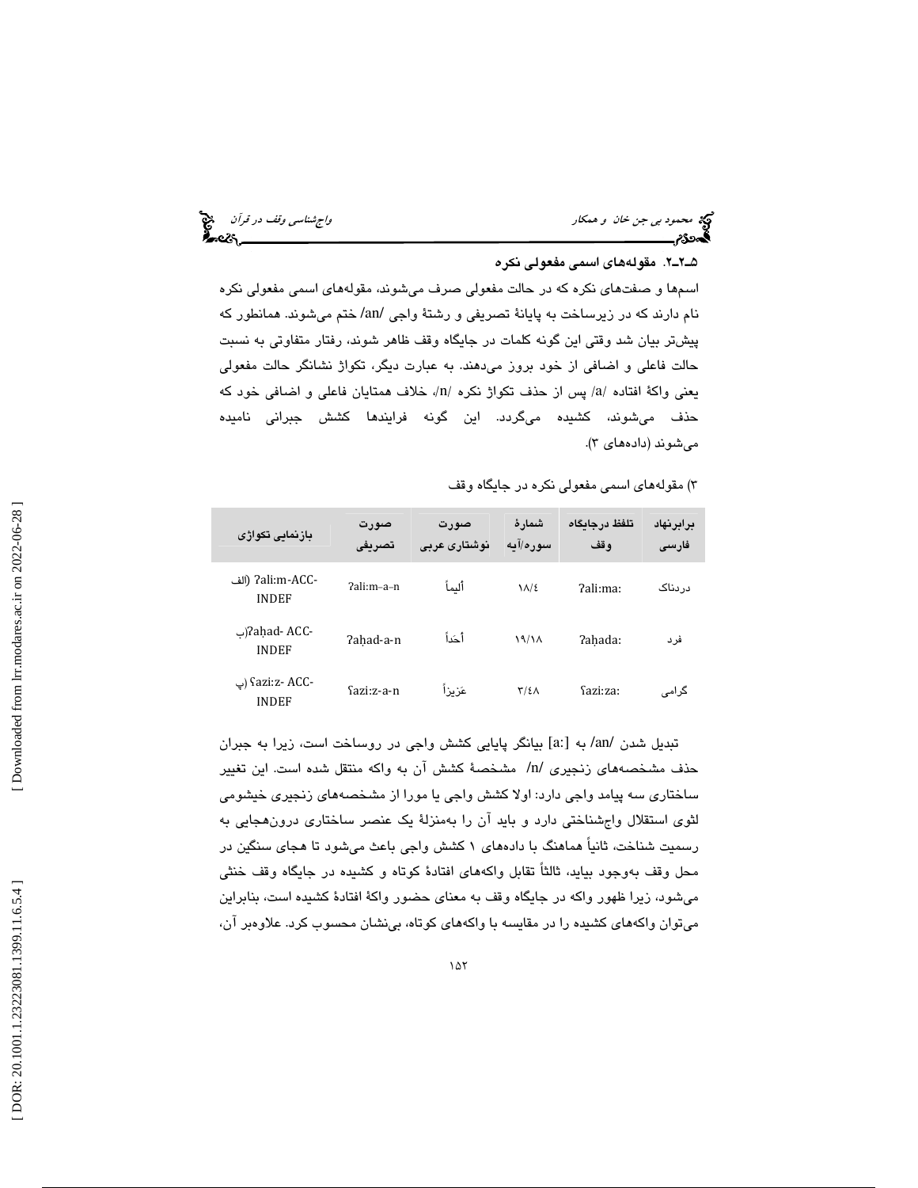### ۵ـ۲ـ۲. مقوله‌های اسمی مفعولی نکره

اسم‌ها و صفت‌های نکره که در حالت مفعولی صرف می‌شوند، مقوله‌های اسمی مفعولی نکره نام دارند که در زیرساخت به پایانهٔ تصریفی و رشتهٔ واجی /an/ ختم می‌شوند. همانطور که پیش‌تر بیان شد وقتی این گونه کلمات در جایگاه وقف ظاهر شوند، رفتار متفاوتی به نسبت حالت فاعلی و اضافی از خود بروز می‌دهند. به عبارت دیگر، تکواژ نشانگر حالت مفعولی یعنی واکهٔ افتاده /a/ پس از حذف تکواژ نکره /n/، خلاف همتایان فاعلی و اضافی خود که حذف می‌شوند، کشیده می‌گردد. این گونه فرایندها کشش جبرانی نامیده می‌شوند (داده‌های ۳).

۳) مقوله‌های اسمی مفعولی نکره در جایگاه وقف

| برابرنهاد فارسی | تلفظ درجایگاه وقف | شمارهٔ سوره/آیه | صورت نوشتاری عربی | صورت تصریفی | بازنمایی تکواژی |
|---|---|---|---|---|---|
| دردناک | ʔali:ma: | ۱۸/٤ | أليماً | ʔali:m–a–n | الف) ʔali:m-ACC-INDEF |
| فرد | ʔaḥada: | ۱۹/۱۸ | أحَداً | ʔaḥad-a-n | ب) ʔaḥad- ACC-INDEF |
| گرامی | ʕazi:za: | ۳/٤۸ | عَزيزاً | ʕazi:z-a-n | پ) ʕazi:z- ACC-INDEF |

تبدیل شدن /an/ به [a:] بیانگر پایایی کشش واجی در روساخت است، زیرا به جبران حذف مشخصه‌های زنجیری /n/ مشخصهٔ کشش آن به واکه منتقل شده است. این تغییر ساختاری سه پیامد واجی دارد: اولا کشش واجی یا مورا از مشخصه‌های زنجیری خیشومی لثوی استقلال واج‌شناختی دارد و باید آن را به‌منزلهٔ یک عنصر ساختاری درون‌هجایی به رسمیت شناخت، ثانیاً هماهنگ با داده‌های ۱ کشش واجی باعث می‌شود تا هجای سنگین در محل وقف به‌وجود بیاید، ثالثاً تقابل واکه‌های افتادهٔ کوتاه و کشیده در جایگاه وقف خنثی می‌شود، زیرا ظهور واکه در جایگاه وقف به معنای حضور واکهٔ افتادهٔ کشیده است، بنابراین می‌توان واکه‌های کشیده را در مقایسه با واکه‌های کوتاه، بی‌نشان محسوب کرد. علاوه‌بر آن،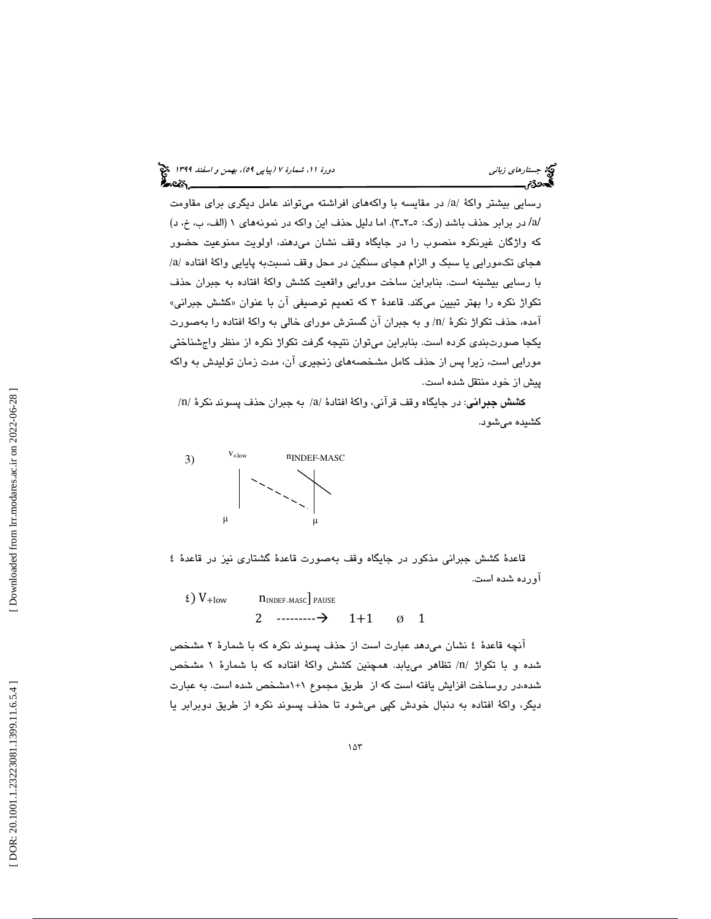رسایی بیشتر واکهٔ /a/ در مقایسه با واکه‌های افراشته می‌تواند عامل دیگری برای مقاومت /a/ در برابر حذف باشد (رک: ۵ـ۲ـ۳). اما دلیل حذف این واکه در نمونه‌های ۱ (الف، ب، خ، د) که واژگان غیرنکره منصوب را در جایگاه وقف نشان می‌دهند، اولویت ممنوعیت حضور هجای تک‌مورایی یا سبک و الزام هجای سنگین در محل وقف نسبت‌به پایایی واکهٔ افتاده /a/ با رسایی بیشینه است. بنابراین ساخت مورایی واقعیت کشش واکهٔ افتاده به جبران حذف تکواژ نکره را بهتر تبیین می‌کند. قاعدهٔ ۳ که تعمیم توصیفی آن با عنوان «کشش جبرانی» آمده، حذف تکواژ نکرهٔ /n/ و به جبران آن گسترش مورای خالی به واکهٔ افتاده را به‌صورت یکجا صورت‌بندی کرده است. بنابراین می‌توان نتیجه گرفت تکواژ نکره از منظر واج‌شناختی مورایی است، زیرا پس از حذف کامل مشخصه‌های زنجیری آن، مدت زمان تولیدش به واکه پیش از خود منتقل شده است.

**کشش جبرانی**: در جایگاه وقف قرآنی، واکهٔ افتادهٔ /a/ به جبران حذف پسوند نکرهٔ /n/ کشیده می‌شود.

```
3)    V+low          nINDEF-MASC (crossed out)
        |     - - - - - - - .  |
        μ                      μ
```

قاعدهٔ کشش جبرانی مذکور در جایگاه وقف به‌صورت قاعدهٔ گشتاری نیز در قاعدهٔ ٤ آورده شده است.

$$٤)\; V_{+low} \quad n_{INDEF\text{-}MASC}]_{PAUSE}$$
$$2 \;\text{---------}\!\!\rightarrow\; 1+1 \quad \emptyset \quad 1$$

آنچه قاعدهٔ ٤ نشان می‌دهد عبارت است از حذف پسوند نکره که با شمارهٔ ۲ مشخص شده و با تکواژ /n/ تظاهر می‌یابد. همچنین کشش واکهٔ افتاده که با شمارهٔ ۱ مشخص شده،در روساخت افزایش یافته است که از طریق مجموع ۱+۱مشخص شده است. به عبارت دیگر، واکهٔ افتاده به دنبال خودش کپی می‌شود تا حذف پسوند نکره از طریق دوبرابر یا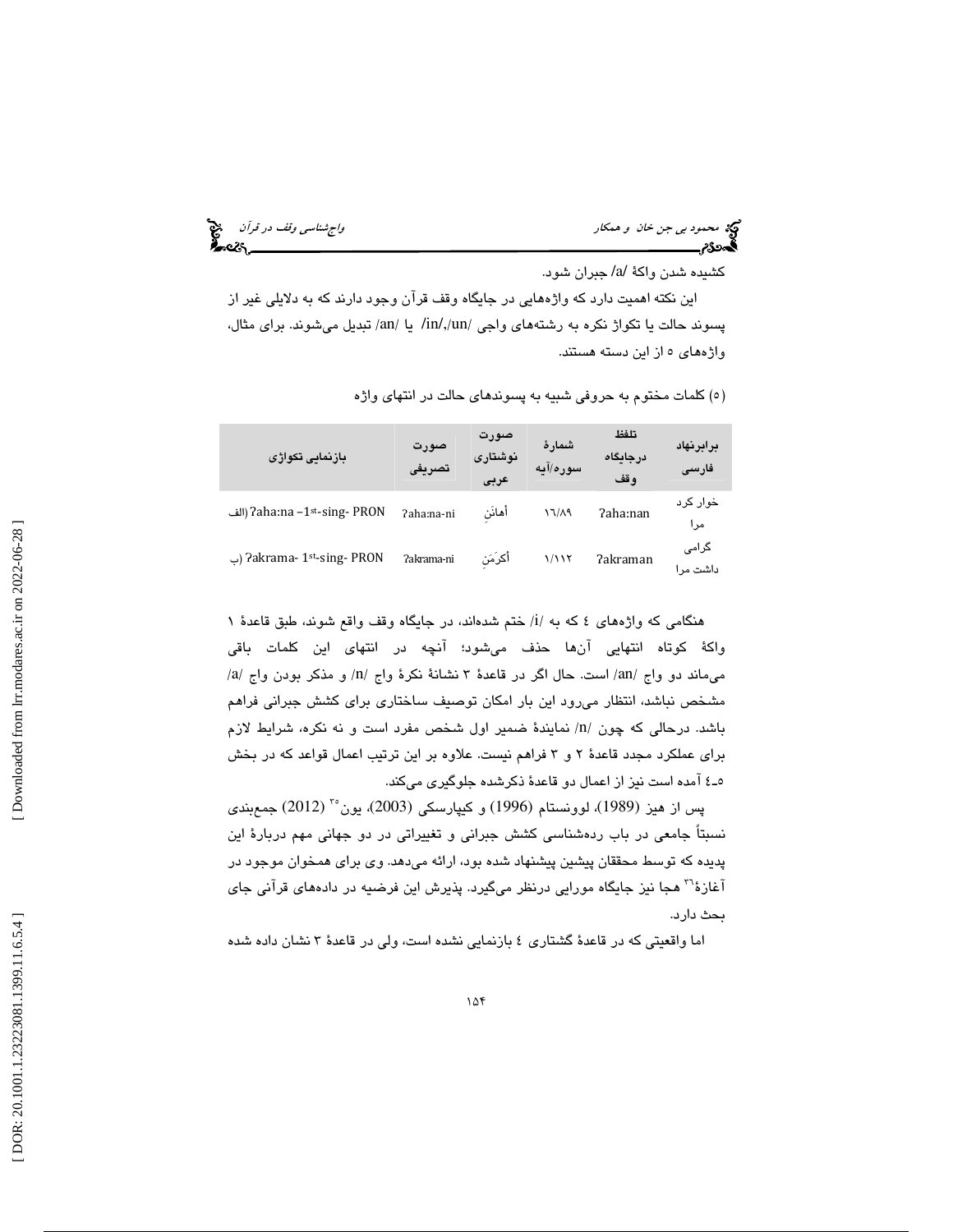کشیده شدن واکهٔ /a/ جبران شود.

این نکته اهمیت دارد که واژه‌هایی در جایگاه وقف قرآن وجود دارند که به دلایلی غیر از پسوند حالت یا تکواژ نکره به رشته‌های واجی /in/,/un/ یا /an/ تبدیل می‌شوند. برای مثال، واژه‌های ۵ از این دسته هستند.

(۵) کلمات مختوم به حروفی شبیه به پسوندهای حالت در انتهای واژه

| برابرنهاد فارسی | تلفظ درجایگاه وقف | شمارهٔ سوره/آیه | صورت نوشتاری عربی | صورت تصریفی | بازنمایی تکواژی |
|---|---|---|---|---|---|
| خوار کرد مرا | ʔaha:nan | ۱۶/۸۹ | أهانَنِ | ʔaha:na-ni | (الف ʔaha:na –1st-sing- PRON |
| گرامی داشت مرا | ʔakraman | ۱/۱۱۲ | أکرَمَنِ | ʔakrama-ni | (ب ʔakrama- 1st-sing- PRON |

هنگامی که واژه‌های ٤ که به /i/ ختم شده‌اند، در جایگاه وقف واقع شوند، طبق قاعدهٔ ۱ واکهٔ کوتاه انتهایی آن‌ها حذف می‌شود؛ آنچه در انتهای این کلمات باقی می‌ماند دو واج /an/ است. حال اگر در قاعدهٔ ۳ نشانهٔ نکرهٔ واج /n/ و مذکر بودن واج /a/ مشخص نباشد، انتظار می‌رود این بار امکان توصیف ساختاری برای کشش جبرانی فراهم باشد. درحالی که چون /n/ نمایندهٔ ضمیر اول شخص مفرد است و نه نکره، شرایط لازم برای عملکرد مجدد قاعدهٔ ۲ و ۳ فراهم نیست. علاوه بر این ترتیب اعمال قواعد که در بخش ٥ـ٤ آمده است نیز از اعمال دو قاعدهٔ ذکرشده جلوگیری می‌کند.

پس از هیز (1989)، لوونستام (1996) و کیپارسکی (2003)، یون[۳۵] (2012) جمع‌بندی نسبتاً جامعی در باب رده‌شناسی کشش جبرانی و تغییراتی در دو جهانی مهم دربارهٔ این پدیده که توسط محققان پیشین پیشنهاد شده بود، ارائه می‌دهد. وی برای همخوان موجود در آغازهٔ[۳۶] هجا نیز جایگاه مورایی درنظر می‌گیرد. پذیرش این فرضیه در داده‌های قرآنی جای بحث دارد.

اما واقعیتی که در قاعدهٔ گشتاری ٤ بازنمایی نشده است، ولی در قاعدهٔ ۳ نشان داده شده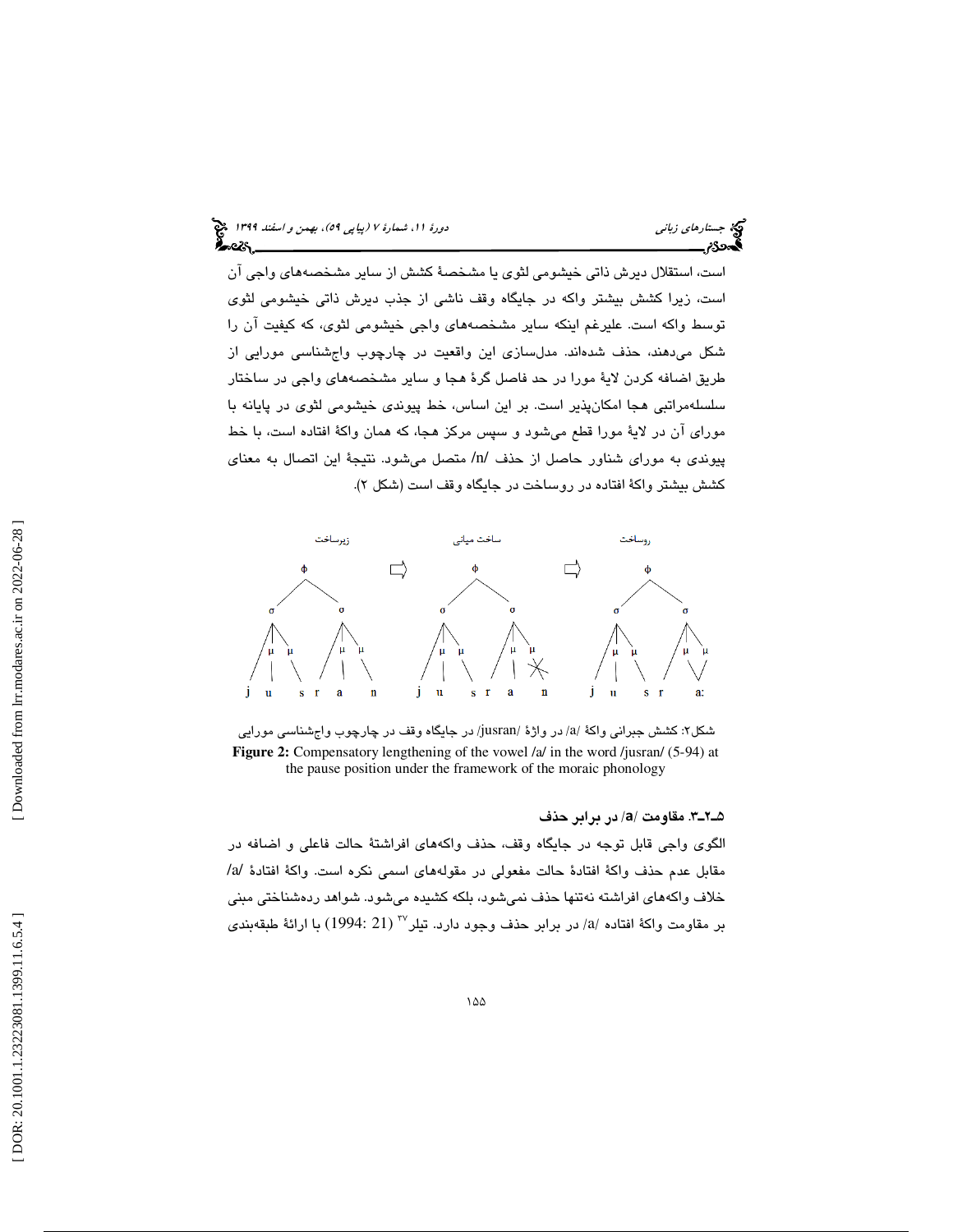است، استقلال دیرش ذاتی خیشومی لثوی یا مشخصهٔ کشش از سایر مشخصه‌های واجی آن است، زیرا کشش بیشتر واکه در جایگاه وقف ناشی از جذب دیرش ذاتی خیشومی لثوی توسط واکه است. علیرغم اینکه سایر مشخصه‌های واجی خیشومی لثوی، که کیفیت آن را شکل می‌دهند، حذف شده‌اند. مدل‌سازی این واقعیت در چارچوب واج‌شناسی مورایی از طریق اضافه کردن لایهٔ مورا در حد فاصل گرهٔ هجا و سایر مشخصه‌های واجی در ساختار سلسله‌مراتبی هجا امکان‌پذیر است. بر این اساس، خط پیوندی خیشومی لثوی در پایانه با مورای آن در لایهٔ مورا قطع می‌شود و سپس مرکز هجا، که همان واکهٔ افتاده است، با خط پیوندی به مورای شناور حاصل از حذف /n/ متصل می‌شود. نتیجهٔ این اتصال به معنای کشش بیشتر واکهٔ افتاده در روساخت در جایگاه وقف است (شکل ۲).

| زیرساخت | | ساخت میانی | | روساخت |
|---|---|---|---|---|
| j u s r a n | ⇨ | j u s r a n (μ of n delinked) | ⇨ | j u s r aː |

شکل۲: کشش جبرانی واکهٔ /a/ در واژهٔ /jusran/ در جایگاه وقف در چارچوب واج‌شناسی مورایی

**Figure 2:** Compensatory lengthening of the vowel /a/ in the word /jusran/ (5-94) at the pause position under the framework of the moraic phonology

### ۵ـ۲ـ۳. مقاومت /a/ در برابر حذف

الگوی واجی قابل توجه در جایگاه وقف، حذف واکه‌های افراشتهٔ حالت فاعلی و اضافه در مقابل عدم حذف واکهٔ افتادهٔ حالت مفعولی در مقوله‌های اسمی نکره است. واکهٔ افتادهٔ /a/ خلاف واکه‌های افراشته نه‌تنها حذف نمی‌شود، بلکه کشیده می‌شود. شواهد رده‌شناختی مبنی بر مقاومت واکهٔ افتاده /a/ در برابر حذف وجود دارد. تیلر[۳۷] (21 :1994) با ارائهٔ طبقه‌بندی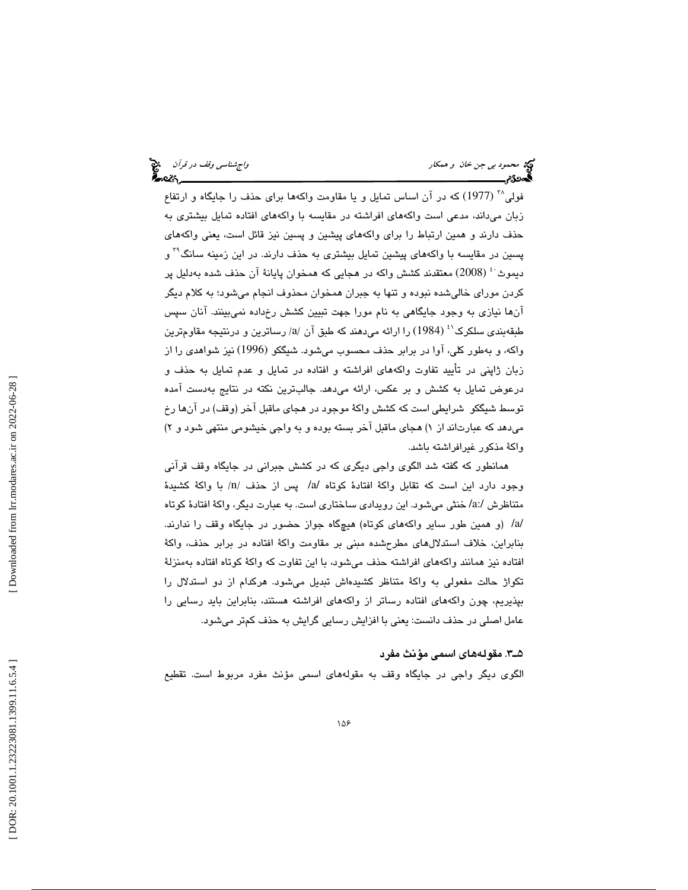فولی[38] (1977) که در آن اساس تمایل و یا مقاومت واکه‌ها برای حذف را جایگاه و ارتفاع زبان می‌داند، مدعی است واکه‌های افراشته در مقایسه با واکه‌های افتاده تمایل بیشتری به حذف دارند و همین ارتباط را برای واکه‌های پیشین و پسین نیز قائل است، یعنی واکه‌های پسین در مقایسه با واکه‌های پیشین تمایل بیشتری به حذف دارند. در این زمینه سانگ[39] و دیموث[40] (2008) معتقدند کشش واکه در هجایی که همخوان پایانهٔ آن حذف شده به‌دلیل پر کردن مورای خالی‌شده نبوده و تنها به جبران همخوان محذوف انجام می‌شود؛ به کلام دیگر آن‌ها نیازی به وجود جایگاهی به نام مورا جهت تبیین کشش رخداده نمی‌بینند. آنان سپس طبقه‌بندی سلکرک[41] (1984) را ارائه می‌دهند که طبق آن /a/ رساترین و درنتیجه مقاوم‌ترین واکه، و به‌طور کلی، آوا در برابر حذف محسوب می‌شود. شیگکو (1996) نیز شواهدی را از زبان ژاپنی در تأیید تفاوت واکه‌های افراشته و افتاده در تمایل و عدم تمایل به حذف و درعوض تمایل به کشش و بر عکس، ارائه می‌دهد. جالب‌ترین نکته در نتایج به‌دست آمده توسط شیگکو شرایطی است که کشش واکهٔ موجود در هجای ماقبل آخر (وقف) در آن‌ها رخ می‌دهد که عبارت‌اند از ۱) هجای ماقبل آخر بسته بوده و به واجی خیشومی منتهی شود و ۲) واکهٔ مذکور غیرافراشته باشد.

همانطور که گفته شد الگوی واجی دیگری که در کشش جبرانی در جایگاه وقف قرآنی وجود دارد این است که تقابل واکهٔ افتادهٔ کوتاه /a/ پس از حذف /n/ با واکهٔ کشیدهٔ متناظرش /a:/ خنثی می‌شود. این رویدادی ساختاری است. به عبارت دیگر، واکهٔ افتادهٔ کوتاه /a/ (و همین طور سایر واکه‌های کوتاه) هیچگاه جواز حضور در جایگاه وقف را ندارند. بنابراین، خلاف استدلال‌های مطرح‌شده مبنی بر مقاومت واکهٔ افتاده در برابر حذف، واکهٔ افتاده نیز همانند واکه‌های افراشته حذف می‌شود، با این تفاوت که واکهٔ کوتاه افتاده به‌منزلهٔ تکواژ حالت مفعولی به واکهٔ متناظر کشیده‌اش تبدیل می‌شود. هرکدام از دو استدلال را بپذیریم، چون واکه‌های افتاده رساتر از واکه‌های افراشته هستند، بنابراین باید رسایی را عامل اصلی در حذف دانست: یعنی با افزایش رسایی گرایش به حذف کم‌تر می‌شود.

### ۵ـ۳. مقوله‌های اسمی مؤنث مفرد

الگوی دیگر واجی در جایگاه وقف به مقوله‌های اسمی مؤنث مفرد مربوط است. تقطیع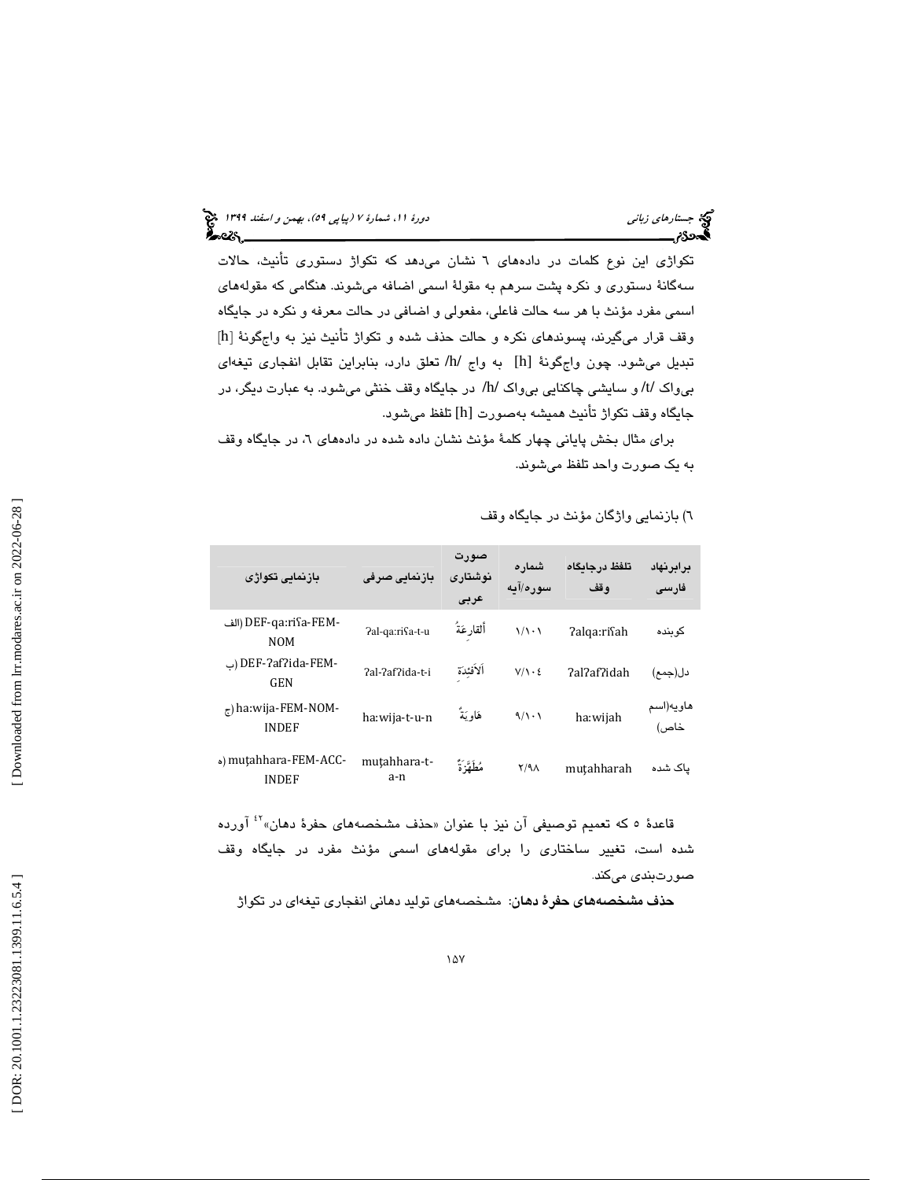تکواژی این نوع کلمات در داده‌های ٦ نشان می‌دهد که تکواژ دستوری تأنیث، حالات سه‌گانهٔ دستوری و نکره پشت سرهم به مقولهٔ اسمی اضافه می‌شوند. هنگامی که مقوله‌های اسمی مفرد مؤنث با هر سه حالت فاعلی، مفعولی و اضافی در حالت معرفه و نکره در جایگاه وقف قرار می‌گیرند، پسوندهای نکره و حالت حذف شده و تکواژ تأنیث نیز به واجگونهٔ [h] تبدیل می‌شود. چون واجگونهٔ [h] به واج /h/ تعلق دارد، بنابراین تقابل انفجاری تیغه‌ای بی‌واک /t/ و سایشی چاکنایی بی‌واک /h/ در جایگاه وقف خنثی می‌شود. به عبارت دیگر، در جایگاه وقف تکواژ تأنیث همیشه به‌صورت [h] تلفظ می‌شود.

برای مثال بخش پایانی چهار کلمهٔ مؤنث نشان داده شده در داده‌های ٦، در جایگاه وقف به یک صورت واحد تلفظ می‌شوند.

٦) بازنمایی واژگان مؤنث در جایگاه وقف

| برابرنهاد فارسی | تلفظ درجایگاه وقف | شماره سوره/آیه | صورت نوشتاری عربی | بازنمایی صرفی | بازنمایی تکواژی |
|---|---|---|---|---|---|
| کوبنده | ʔalqa:riʕah | ١/١٠١ | أَلقارِعَةُ | ʔal-qa:riʕa-t-u | الف) DEF-qa:riʕa-FEM-NOM |
| دل(جمع) | ʔalʔafʔidah | ٧/١٠٤ | أَلأَفئِدَةِ | ʔal-ʔafʔida-t-i | ب) DEF-ʔafʔida-FEM-GEN |
| هاویه(اسم خاص) | ha:wijah | ٩/١٠١ | هَاوِيَةٌ | ha:wija-t-u-n | ج) ha:wija-FEM-NOM-INDEF |
| پاک شده | muṭahharah | ٢/٩٨ | مُطَهَّرَةً | muṭahhara-t-a-n | ه) muṭahhara-FEM-ACC-INDEF |

قاعدهٔ ٥ که تعمیم توصیفی آن نیز با عنوان «حذف مشخصه‌های حفرهٔ دهان»[42] آورده شده است، تغییر ساختاری را برای مقوله‌های اسمی مؤنث مفرد در جایگاه وقف صورت‌بندی می‌کند.

**حذف مشخصه‌های حفرهٔ دهان:** مشخصه‌های تولید دهانی انفجاری تیغه‌ای در تکواژ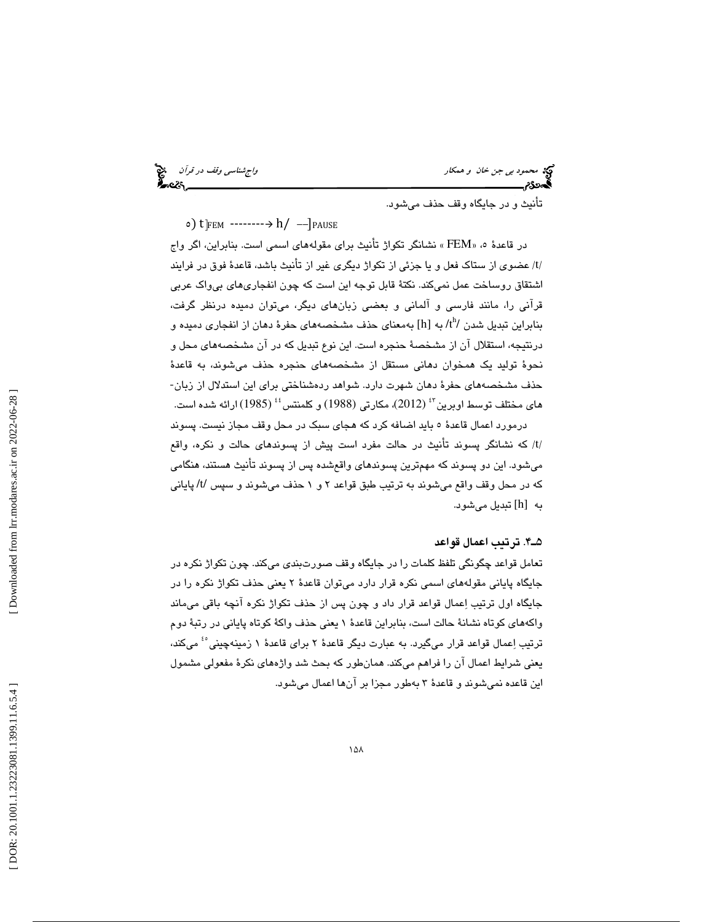تأنیث و در جایگاه وقف حذف می‌شود.

۵) $t]_{FEM}$ --------→ $h$/ --$]_{PAUSE}$

در قاعدۀ ۵، «FEM» نشانگر تکواژ تأنیث برای مقوله‌های اسمی است. بنابراین، اگر واج /t/ عضوی از ستاک فعل و یا جزئی از تکواژ دیگری غیر از تأنیث باشد، قاعدۀ فوق در فرایند اشتقاق روساخت عمل نمی‌کند. نکتۀ قابل توجه این است که چون انفجاری‌های بی‌واک عربی قرآنی را، مانند فارسی و آلمانی و بعضی زبان‌های دیگر، می‌توان دمیده درنظر گرفت، بنابراین تبدیل شدن $/t^h/$ به [h] به‌معنای حذف مشخصه‌های حفرۀ دهان از انفجاری دمیده و درنتیجه، استقلال آن از مشخصۀ حنجره است. این نوع تبدیل که در آن مشخصه‌های محل و نحوۀ تولید یک همخوان دهانی مستقل از مشخصه‌های حنجره حذف می‌شوند، به قاعدۀ حذف مشخصه‌های حفرۀ دهان شهرت دارد. شواهد رده‌شناختی برای این استدلال از زبان‌های مختلف توسط اوبرین[۴۳] (2012)، مکارتی (1988) و کلمنتس[۴۴] (1985) ارائه شده است.

درمورد اعمال قاعدۀ ۵ باید اضافه کرد که هجای سبک در محل وقف مجاز نیست. پسوند /t/ که نشانگر پسوند تأنیث در حالت مفرد است پیش از پسوندهای حالت و نکره، واقع می‌شود. این دو پسوند که مهم‌ترین پسوندهای واقع‌شده پس از پسوند تأنیث هستند، هنگامی که در محل وقف واقع می‌شوند به ترتیب طبق قواعد ۲ و ۱ حذف می‌شوند و سپس /t/ پایانی به [h] تبدیل می‌شود.

### ۵ـ۴. ترتیب اعمال قواعد

تعامل قواعد چگونگی تلفظ کلمات را در جایگاه وقف صورت‌بندی می‌کند. چون تکواژ نکره در جایگاه پایانی مقوله‌های اسمی نکره قرار دارد می‌توان قاعدۀ ۲ یعنی حذف تکواژ نکره را در جایگاه اول ترتیب اِعمال قواعد قرار داد و چون پس از حذف تکواژ نکره آنچه باقی می‌ماند واکه‌های کوتاه نشانۀ حالت است، بنابراین قاعدۀ ۱ یعنی حذف واکۀ کوتاه پایانی در رتبۀ دوم ترتیب اِعمال قواعد قرار می‌گیرد. به عبارت دیگر قاعدۀ ۲ برای قاعدۀ ۱ زمینه‌چینی[۴۵] می‌کند، یعنی شرایط اعمال آن را فراهم می‌کند. همان‌طور که بحث شد واژه‌های نکرۀ مفعولی مشمول این قاعده نمی‌شوند و قاعدۀ ۳ به‌طور مجزا بر آن‌ها اعمال می‌شود.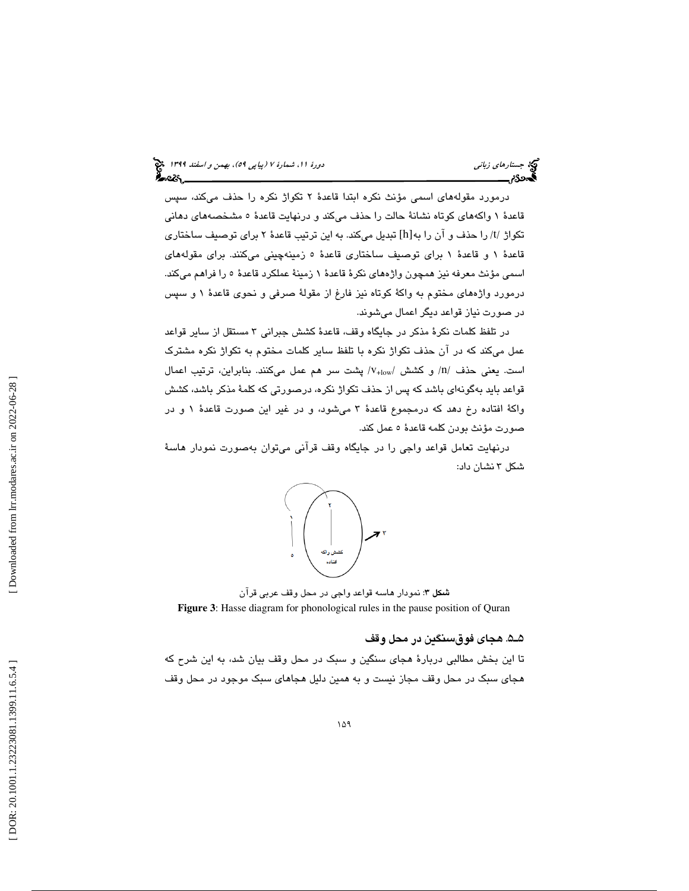درمورد مقوله‌های اسمی مؤنث نکره ابتدا قاعدهٔ ۲ تکواژ نکره را حذف می‌کند، سپس قاعدهٔ ۱ واکه‌های کوتاه نشانهٔ حالت را حذف می‌کند و درنهایت قاعدهٔ ۵ مشخصه‌های دهانی تکواژ /t/ را حذف و آن را به[h] تبدیل می‌کند. به این ترتیب قاعدهٔ ۲ برای توصیف ساختاری قاعدهٔ ۱ و قاعدهٔ ۱ برای توصیف ساختاری قاعدهٔ ۵ زمینه‌چینی می‌کنند. برای مقوله‌های اسمی مؤنث معرفه نیز همچون واژه‌های نکرهٔ قاعدهٔ ۱ زمینهٔ عملکرد قاعدهٔ ۵ را فراهم می‌کند. درمورد واژه‌های مختوم به واکهٔ کوتاه نیز فارغ از مقولهٔ صرفی و نحوی قاعدهٔ ۱ و سپس در صورت نیاز قواعد دیگر اعمال می‌شوند.

در تلفظ کلمات نکرهٔ مذکر در جایگاه وقف، قاعدهٔ کشش جبرانی ۳ مستقل از سایر قواعد عمل می‌کند که در آن حذف تکواژ نکره با تلفظ سایر کلمات مختوم به تکواژ نکره مشترک است. یعنی حذف /n/ و کشش /$v_{+low}$/ پشت سر هم عمل می‌کنند. بنابراین، ترتیب اعمال قواعد باید به‌گونه‌ای باشد که پس از حذف تکواژ نکره، درصورتی که کلمهٔ مذکر باشد، کشش واکهٔ افتاده رخ دهد که درمجموع قاعدهٔ ۳ می‌شود، و در غیر این صورت قاعدهٔ ۱ و در صورت مؤنث بودن کلمه قاعدهٔ ۵ عمل کند.

درنهایت تعامل قواعد واجی را در جایگاه وقف قرآنی می‌توان به‌صورت نمودار هاسهٔ شکل ۳ نشان داد:

**شکل ۳**: نمودار هاسه قواعد واجی در محل وقف عربی قرآن

**Figure 3**: Hasse diagram for phonological rules in the pause position of Quran

## ۵ـ۵. هجای فوق‌سنگین در محل وقف

تا این بخش مطالبی دربارهٔ هجای سنگین و سبک در محل وقف بیان شد، به این شرح که هجای سبک در محل وقف مجاز نیست و به همین دلیل هجاهای سبک موجود در محل وقف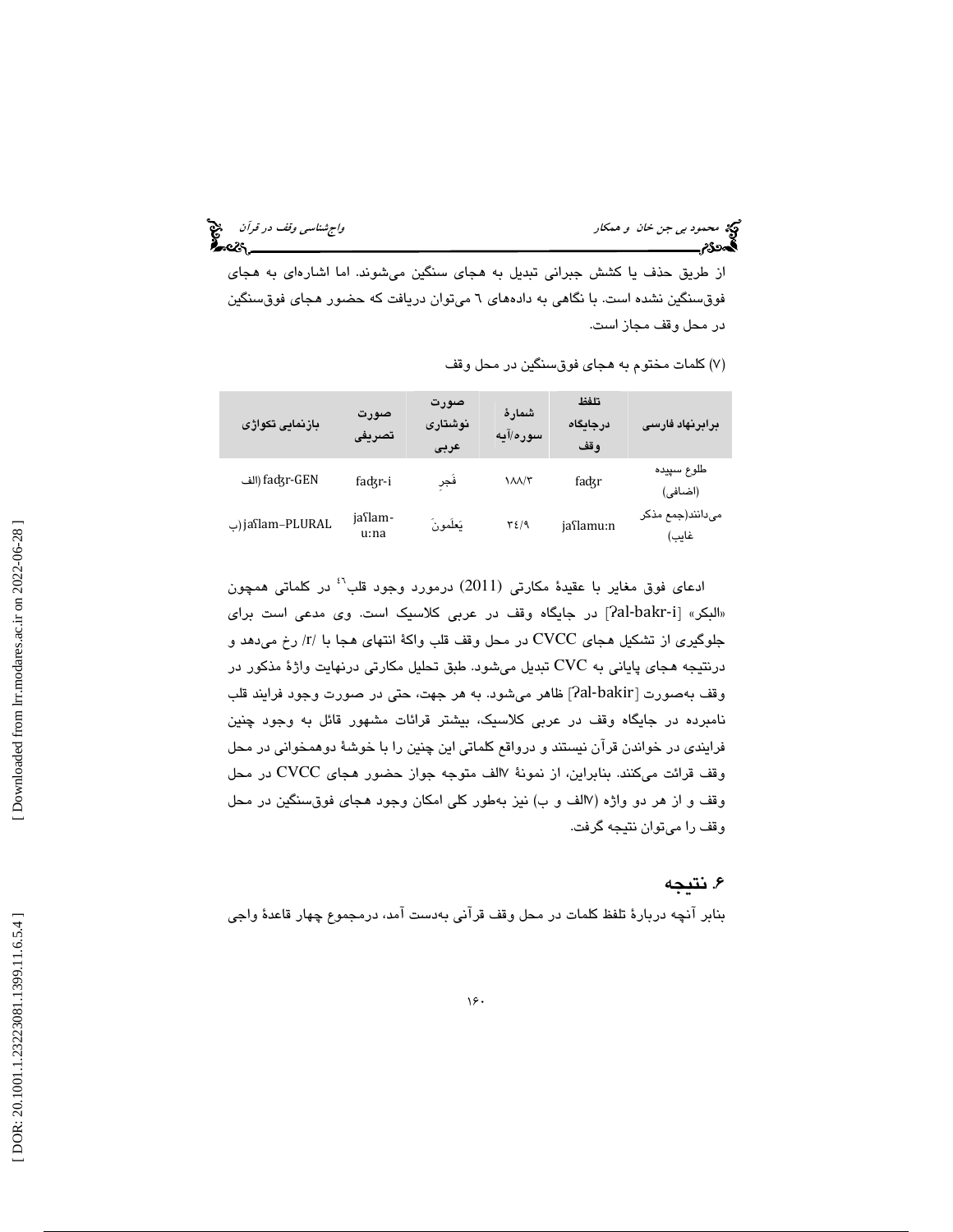از طریق حذف یا کشش جبرانی تبدیل به هجای سنگین می‌شوند. اما اشاره‌ای به هجای فوق‌سنگین نشده است. با نگاهی به داده‌های ٦ می‌توان دریافت که حضور هجای فوق‌سنگین در محل وقف مجاز است.

(٧) کلمات مختوم به هجای فوق‌سنگین در محل وقف

| برابرنهاد فارسی | تلفظ درجایگاه وقف | شمارهٔ سوره/آیه | صورت نوشتاری عربی | صورت تصریفی | بازنمایی تکواژی |
|---|---|---|---|---|---|
| طلوع سپیده (اضافی) | faʤr | ١٨٨/٣ | فَجرِ | faʤr-i | الف) faʤr-GEN) |
| می‌دانند(جمع مذکر غایب) | jaʕlamu:n | ٣٤/٩ | يَعلَمونَ | jaʕlam-u:na | ب) jaʕlam–PLURAL) |

ادعای فوق مغایر با عقیدهٔ مکارتی (2011) درمورد وجود قلب[٤٦] در کلماتی همچون «البکر» [ʔal-bakr-i] در جایگاه وقف در عربی کلاسیک است. وی مدعی است برای جلوگیری از تشکیل هجای CVCC در محل وقف قلب واکهٔ انتهای هجا با /r/ رخ می‌دهد و درنتیجه هجای پایانی به CVC تبدیل می‌شود. طبق تحلیل مکارتی درنهایت واژهٔ مذکور در وقف به‌صورت [ʔal-bakir] ظاهر می‌شود. به هر جهت، حتی در صورت وجود فرایند قلب نامبرده در جایگاه وقف در عربی کلاسیک، بیشتر قرائات مشهور قائل به وجود چنین فرایندی در خواندن قرآن نیستند و درواقع کلماتی این چنین را با خوشهٔ دوهمخوانی در محل وقف قرائت می‌کنند. بنابراین، از نمونهٔ ٧الف متوجه جواز حضور هجای CVCC در محل وقف و از هر دو واژه (٧الف و ب) نیز به‌طور کلی امکان وجود هجای فوق‌سنگین در محل وقف را می‌توان نتیجه گرفت.

## ۶. نتیجه

بنابر آنچه دربارهٔ تلفظ کلمات در محل وقف قرآنی به‌دست آمد، درمجموع چهار قاعدهٔ واجی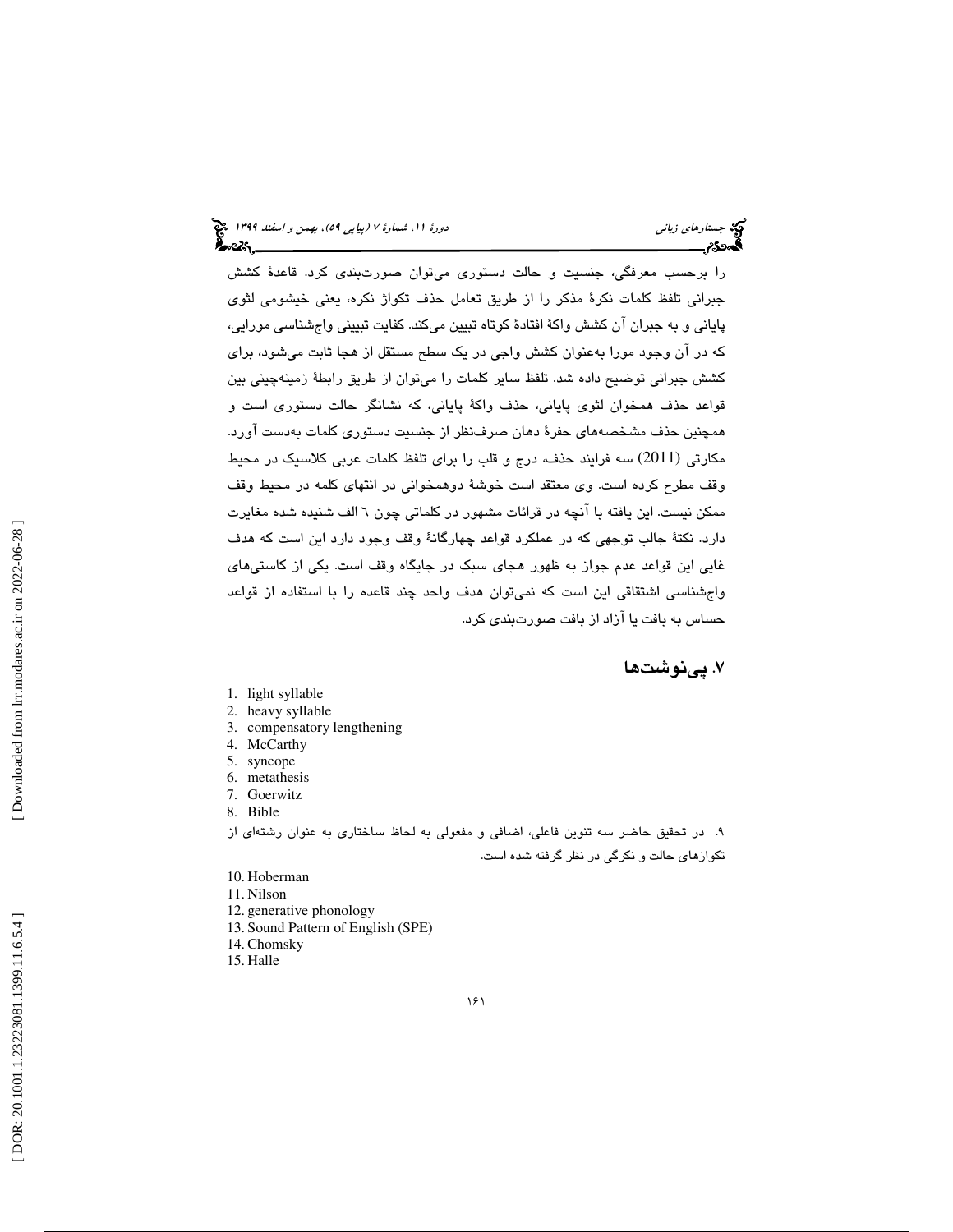را برحسب معرفگی، جنسیت و حالت دستوری می‌توان صورت‌بندی کرد. قاعدهٔ کشش جبرانی تلفظ کلمات نکرهٔ مذکر را از طریق تعامل حذف تکواژ نکره، یعنی خیشومی لثوی پایانی و به جبران آن کشش واکهٔ افتادهٔ کوتاه تبیین می‌کند. کفایت تبیینی واج‌شناسی مورایی، که در آن وجود مورا به‌عنوان کشش واجی در یک سطح مستقل از هجا ثابت می‌شود، برای کشش جبرانی توضیح داده شد. تلفظ سایر کلمات را می‌توان از طریق رابطهٔ زمینه‌چینی بین قواعد حذف همخوان لثوی پایانی، حذف واکهٔ پایانی، که نشانگر حالت دستوری است و همچنین حذف مشخصه‌های حفرهٔ دهان صرف‌نظر از جنسیت دستوری کلمات به‌دست آورد. مکارتی (2011) سه فرایند حذف، درج و قلب را برای تلفظ کلمات عربی کلاسیک در محیط وقف مطرح کرده است. وی معتقد است خوشهٔ دوهمخوانی در انتهای کلمه در محیط وقف ممکن نیست. این یافته با آنچه در قرائات مشهور در کلماتی چون ٦ الف شنیده شده مغایرت دارد. نکتهٔ جالب توجهی که در عملکرد قواعد چهارگانهٔ وقف وجود دارد این است که هدف غایی این قواعد عدم جواز به ظهور هجای سبک در جایگاه وقف است. یکی از کاستی‌های واج‌شناسی اشتقاقی این است که نمی‌توان هدف واحد چند قاعده را با استفاده از قواعد حساس به بافت یا آزاد از بافت صورت‌بندی کرد.

## ۷. پی‌نوشت‌ها

1. light syllable
2. heavy syllable
3. compensatory lengthening
4. McCarthy
5. syncope
6. metathesis
7. Goerwitz
8. Bible

۹. در تحقیق حاضر سه تنوین فاعلی، اضافی و مفعولی به لحاظ ساختاری به عنوان رشته‌ای از تکوازهای حالت و نکرگی در نظر گرفته شده است.

10. Hoberman
11. Nilson
12. generative phonology
13. Sound Pattern of English (SPE)
14. Chomsky
15. Halle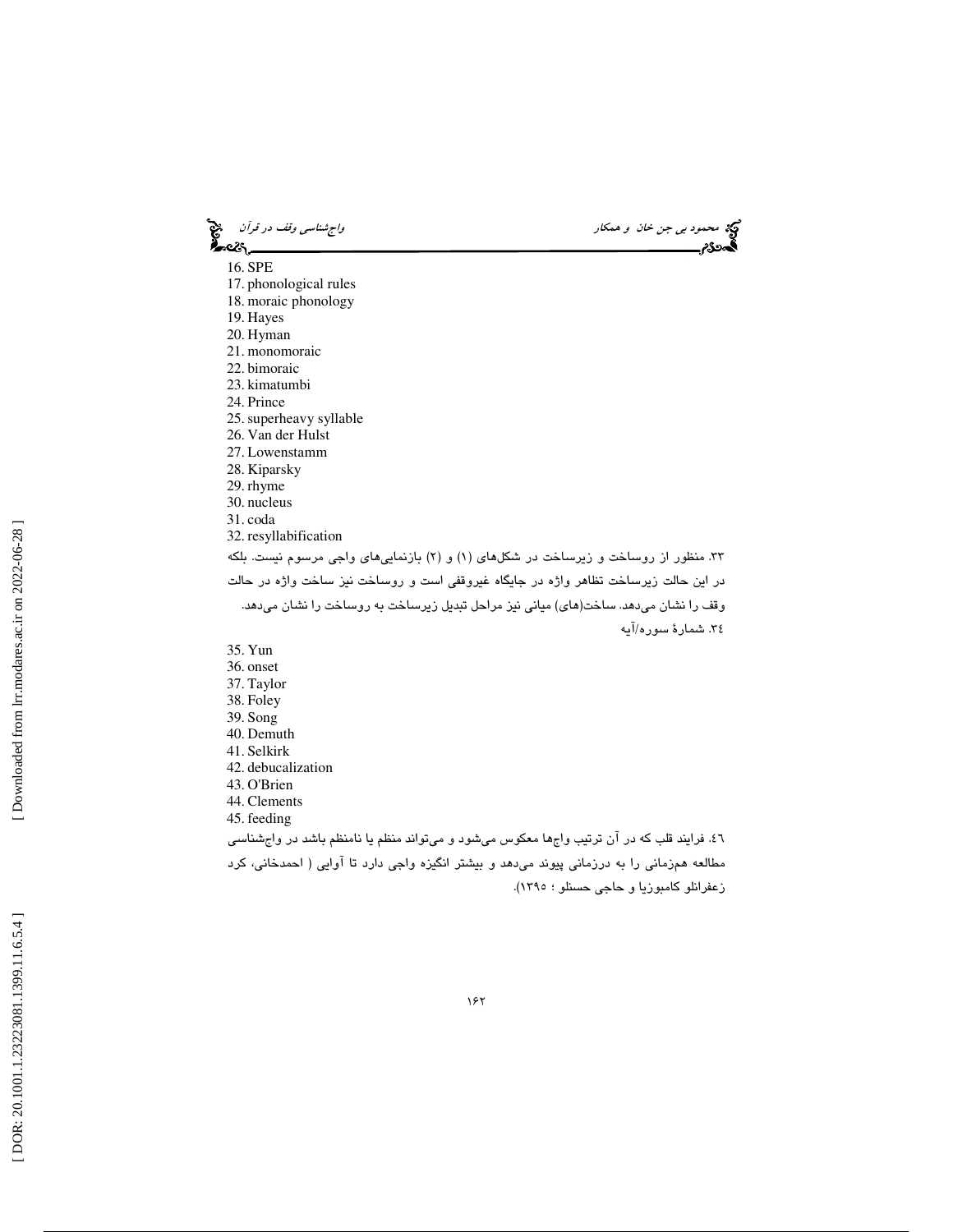16. SPE
17. phonological rules
18. moraic phonology
19. Hayes
20. Hyman
21. monomoraic
22. bimoraic
23. kimatumbi
24. Prince
25. superheavy syllable
26. Van der Hulst
27. Lowenstamm
28. Kiparsky
29. rhyme
30. nucleus
31. coda
32. resyllabification

۳۳. منظور از روساخت و زیرساخت در شکل‌های (۱) و (۲) بازنمایی‌های واجی مرسوم نیست. بلکه در این حالت زیرساخت تظاهر واژه در جایگاه غیروقفی است و روساخت نیز ساخت واژه در حالت وقف را نشان می‌دهد. ساخت(های) میانی نیز مراحل تبدیل زیرساخت به روساخت را نشان می‌دهد.

۳٤. شمارهٔ سوره/آیه

35. Yun
36. onset
37. Taylor
38. Foley
39. Song
40. Demuth
41. Selkirk
42. debucalization
43. O'Brien
44. Clements
45. feeding

٤٦. فرایند قلب که در آن ترتیب واج‌ها معکوس می‌شود و می‌تواند منظم یا نامنظم باشد در واج‌شناسی مطالعه همزمانی را به درزمانی پیوند می‌دهد و بیشتر انگیزه واجی دارد تا آوایی ( احمدخانی، کرد زعفرانلو کامبوزیا و حاجی حسنلو ؛ ۱۳۹۵).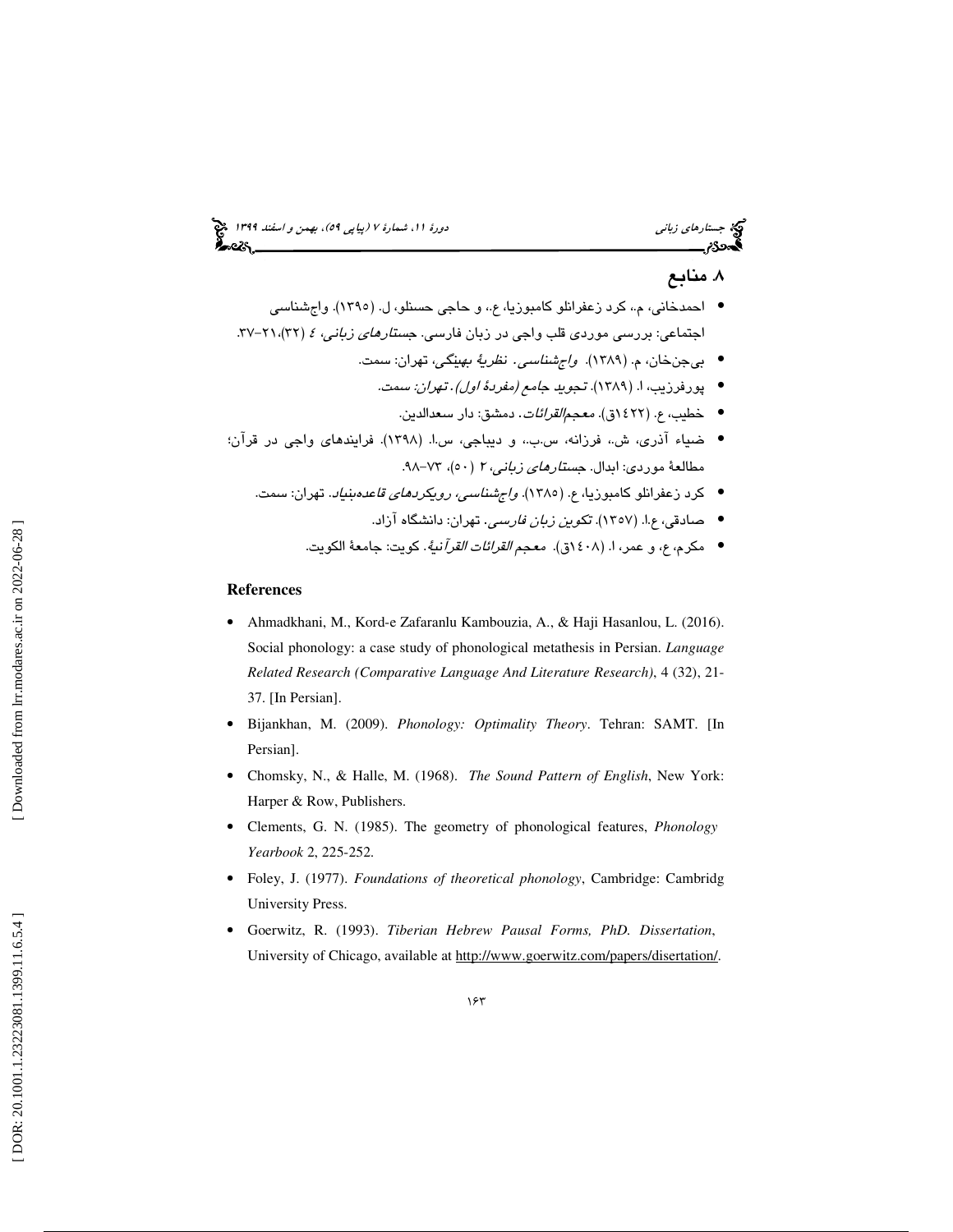## ۸. منابع

- احمدخانی، م.، کرد زعفرانلو کامبوزیا، ع.، و حاجی حسنلو، ل. (۱۳۹۵). واج‌شناسی اجتماعی: بررسی موردی قلب واجی در زبان فارسی. *جستارهای زبانی*، ٤ (۳۲)،۲۱-۳۷.
- بی‌جن‌خان، م. (۱۳۸۹). *واج‌شناسی. نظریهٔ بهینگی*، تهران: سمت.
- پورفرزیب، ا. (۱۳۸۹). تجوید جامع (مفردهٔ اول). تهران: سمت.
- خطیب، ع. (١٤٢٢ق). *معجم‌القرائات*. دمشق: دار سعدالدین.
- ضیاء آذری، ش.، فرزانه، س.ب.، و دیباجی، س.ا. (۱۳۹۸). فرایندهای واجی در قرآن؛ مطالعهٔ موردی: ابدال. *جستارهای زبانی*، ۲ (۵۰)، ۷۳-۹۸.
- کرد زعفرانلو کامبوزیا، ع. (١٣٨٥). *واج‌شناسی، رویکردهای قاعده‌بنیاد*. تهران: سمت.
- صادقی، ع.ا. (۱۳۵۷). *تکوین زبان فارسی*. تهران: دانشگاه آزاد.
- مکرم، ع، و عمر، ا. (١٤٠٨ق). *معجم القرائات القرآنیهٔ*. کویت: جامعهٔ الکویت.

### References

- Ahmadkhani, M., Kord-e Zafaranlu Kambouzia, A., & Haji Hasanlou, L. (2016). Social phonology: a case study of phonological metathesis in Persian. *Language Related Research (Comparative Language And Literature Research)*, 4 (32), 21-37. [In Persian].
- Bijankhan, M. (2009). *Phonology: Optimality Theory*. Tehran: SAMT. [In Persian].
- Chomsky, N., & Halle, M. (1968). *The Sound Pattern of English*, New York: Harper & Row, Publishers.
- Clements, G. N. (1985). The geometry of phonological features, *Phonology Yearbook* 2, 225-252.
- Foley, J. (1977). *Foundations of theoretical phonology*, Cambridge: Cambridg University Press.
- Goerwitz, R. (1993). *Tiberian Hebrew Pausal Forms, PhD. Dissertation*, University of Chicago, available at http://www.goerwitz.com/papers/disertation/.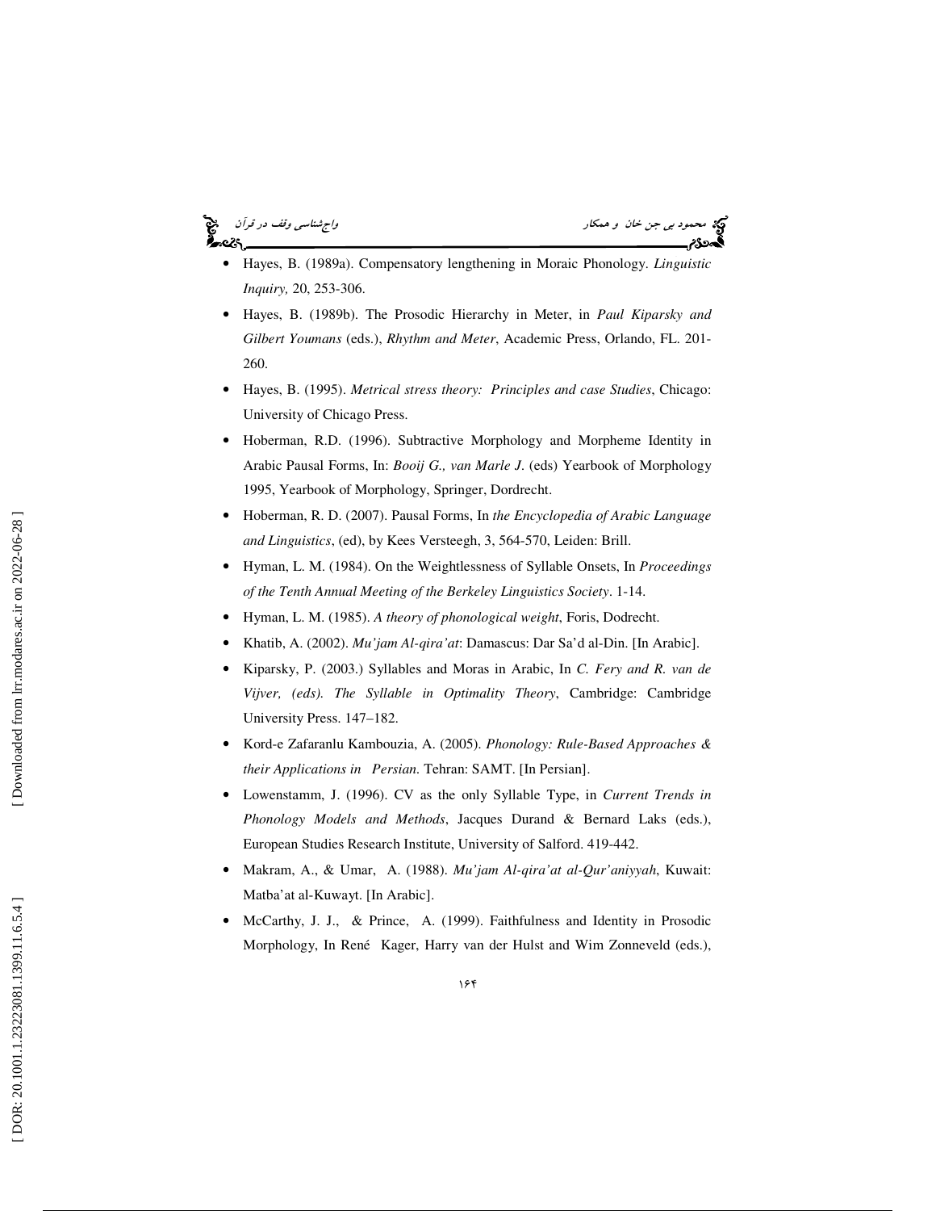- Hayes, B. (1989a). Compensatory lengthening in Moraic Phonology. *Linguistic Inquiry,* 20, 253-306.
- Hayes, B. (1989b). The Prosodic Hierarchy in Meter, in *Paul Kiparsky and Gilbert Youmans* (eds.), *Rhythm and Meter*, Academic Press, Orlando, FL. 201-260.
- Hayes, B. (1995). *Metrical stress theory: Principles and case Studies*, Chicago: University of Chicago Press.
- Hoberman, R.D. (1996). Subtractive Morphology and Morpheme Identity in Arabic Pausal Forms, In: *Booij G., van Marle J.* (eds) Yearbook of Morphology 1995, Yearbook of Morphology, Springer, Dordrecht.
- Hoberman, R. D. (2007). Pausal Forms, In *the Encyclopedia of Arabic Language and Linguistics*, (ed), by Kees Versteegh, 3, 564-570, Leiden: Brill.
- Hyman, L. M. (1984). On the Weightlessness of Syllable Onsets, In *Proceedings of the Tenth Annual Meeting of the Berkeley Linguistics Society*. 1-14.
- Hyman, L. M. (1985). *A theory of phonological weight*, Foris, Dodrecht.
- Khatib, A. (2002). *Mu'jam Al-qira'at*: Damascus: Dar Sa'd al-Din. [In Arabic].
- Kiparsky, P. (2003.) Syllables and Moras in Arabic, In *C. Fery and R. van de Vijver, (eds). The Syllable in Optimality Theory*, Cambridge: Cambridge University Press. 147–182.
- Kord-e Zafaranlu Kambouzia, A. (2005). *Phonology: Rule-Based Approaches & their Applications in Persian.* Tehran: SAMT. [In Persian].
- Lowenstamm, J. (1996). CV as the only Syllable Type, in *Current Trends in Phonology Models and Methods*, Jacques Durand & Bernard Laks (eds.), European Studies Research Institute, University of Salford. 419-442.
- Makram, A., & Umar, A. (1988). *Mu'jam Al-qira'at al-Qur'aniyyah*, Kuwait: Matba'at al-Kuwayt. [In Arabic].
- McCarthy, J. J., & Prince, A. (1999). Faithfulness and Identity in Prosodic Morphology, In René Kager, Harry van der Hulst and Wim Zonneveld (eds.),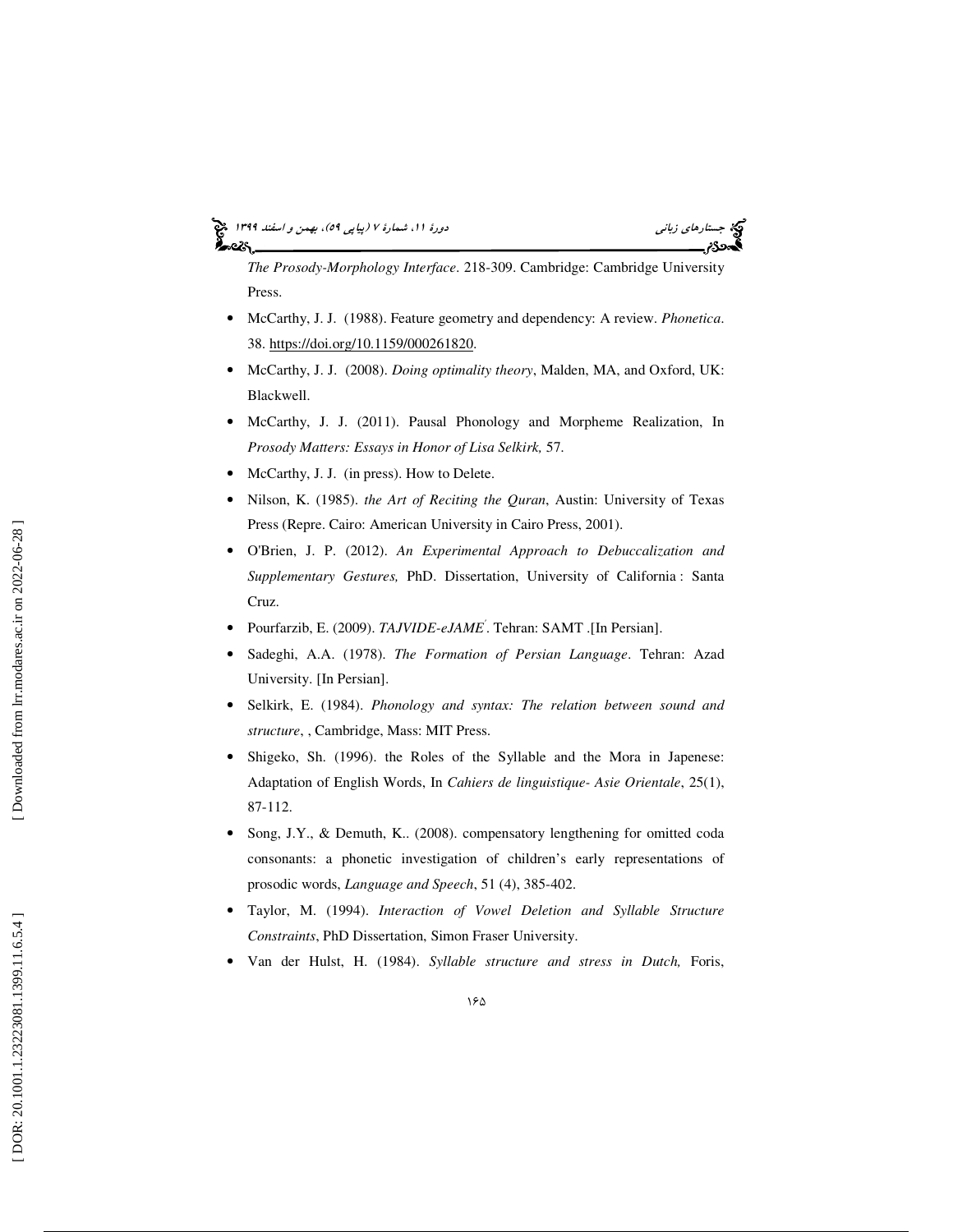*The Prosody-Morphology Interface*. 218-309. Cambridge: Cambridge University Press.

- McCarthy, J. J. (1988). Feature geometry and dependency: A review. *Phonetica*. 38. https://doi.org/10.1159/000261820.
- McCarthy, J. J. (2008). *Doing optimality theory*, Malden, MA, and Oxford, UK: Blackwell.
- McCarthy, J. J. (2011). Pausal Phonology and Morpheme Realization, In *Prosody Matters: Essays in Honor of Lisa Selkirk,* 57.
- McCarthy, J. J. (in press). How to Delete.
- Nilson, K. (1985). *the Art of Reciting the Quran*, Austin: University of Texas Press (Repre. Cairo: American University in Cairo Press, 2001).
- O'Brien, J. P. (2012). *An Experimental Approach to Debuccalization and Supplementary Gestures,* PhD. Dissertation, University of California : Santa Cruz.
- Pourfarzib, E. (2009). *TAJVIDE-eJAMEˊ*. Tehran: SAMT .[In Persian].
- Sadeghi, A.A. (1978). *The Formation of Persian Language*. Tehran: Azad University. [In Persian].
- Selkirk, E. (1984). *Phonology and syntax: The relation between sound and structure*, , Cambridge, Mass: MIT Press.
- Shigeko, Sh. (1996). the Roles of the Syllable and the Mora in Japenese: Adaptation of English Words, In *Cahiers de linguistique- Asie Orientale*, 25(1), 87-112.
- Song, J.Y., & Demuth, K.. (2008). compensatory lengthening for omitted coda consonants: a phonetic investigation of children's early representations of prosodic words, *Language and Speech*, 51 (4), 385-402.
- Taylor, M. (1994). *Interaction of Vowel Deletion and Syllable Structure Constraints*, PhD Dissertation, Simon Fraser University.
- Van der Hulst, H. (1984). *Syllable structure and stress in Dutch,* Foris,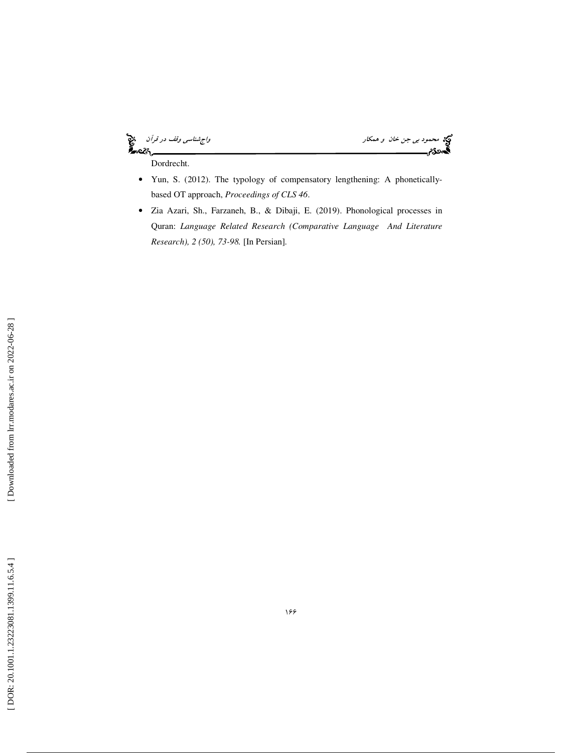Dordrecht.

- Yun, S. (2012). The typology of compensatory lengthening: A phonetically-based OT approach, *Proceedings of CLS 46*.
- Zia Azari, Sh., Farzaneh, B., & Dibaji, E. (2019). Phonological processes in Quran: *Language Related Research (Comparative Language And Literature Research), 2 (50), 73-98.* [In Persian].